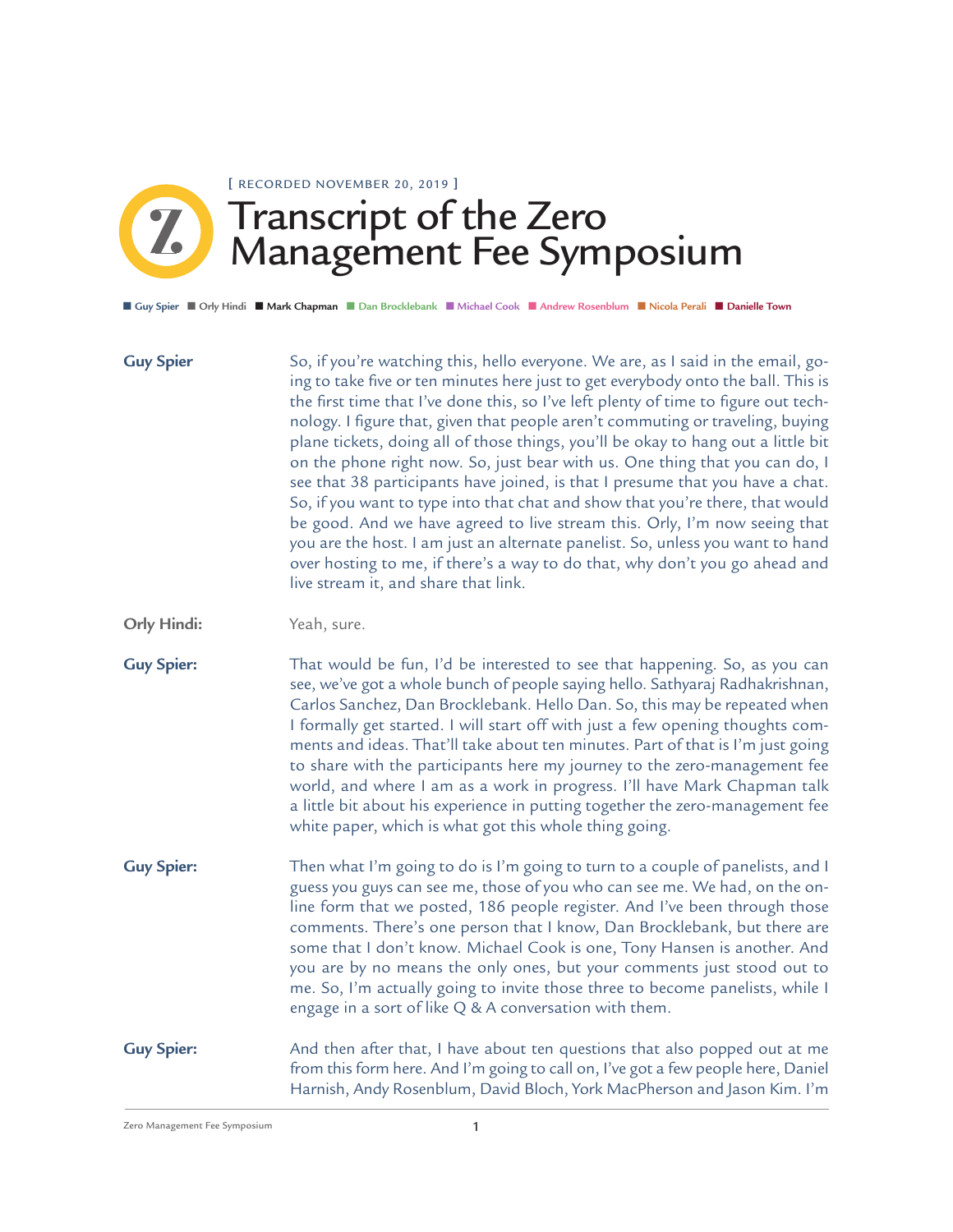[ RECORDED NOVEMBER 20, 2019 ]

# Transcript of the Zero Management Fee Symposium

■ Guy Spier ■ Orly Hindi ■ Mark Chapman ■ Dan Brocklebank ■ Michael Cook ■ Andrew Rosenblum ■ Nicola Perali ■ Danielle Town

**Guy Spier** So, if you're watching this, hello everyone. We are, as I said in the email, going to take five or ten minutes here just to get everybody onto the ball. This is the first time that I've done this, so I've left plenty of time to figure out technology. I figure that, given that people aren't commuting or traveling, buying plane tickets, doing all of those things, you'll be okay to hang out a little bit on the phone right now. So, just bear with us. One thing that you can do, I see that 38 participants have joined, is that I presume that you have a chat. So, if you want to type into that chat and show that you're there, that would be good. And we have agreed to live stream this. Orly, I'm now seeing that you are the host. I am just an alternate panelist. So, unless you want to hand over hosting to me, if there's a way to do that, why don't you go ahead and live stream it, and share that link.

**Orly Hindi:** Yeah, sure.

**Guy Spier:** That would be fun, I'd be interested to see that happening. So, as you can see, we've got a whole bunch of people saying hello. Sathyaraj Radhakrishnan, Carlos Sanchez, Dan Brocklebank. Hello Dan. So, this may be repeated when I formally get started. I will start off with just a few opening thoughts comments and ideas. That'll take about ten minutes. Part of that is I'm just going to share with the participants here my journey to the zero-management fee world, and where I am as a work in progress. I'll have Mark Chapman talk a little bit about his experience in putting together the zero-management fee white paper, which is what got this whole thing going.

**Guy Spier:** Then what I'm going to do is I'm going to turn to a couple of panelists, and I guess you guys can see me, those of you who can see me. We had, on the online form that we posted, 186 people register. And I've been through those comments. There's one person that I know, Dan Brocklebank, but there are some that I don't know. Michael Cook is one, Tony Hansen is another. And you are by no means the only ones, but your comments just stood out to me. So, I'm actually going to invite those three to become panelists, while I engage in a sort of like Q & A conversation with them.

**Guy Spier:** And then after that, I have about ten questions that also popped out at me from this form here. And I'm going to call on, I've got a few people here, Daniel Harnish, Andy Rosenblum, David Bloch, York MacPherson and Jason Kim. I'm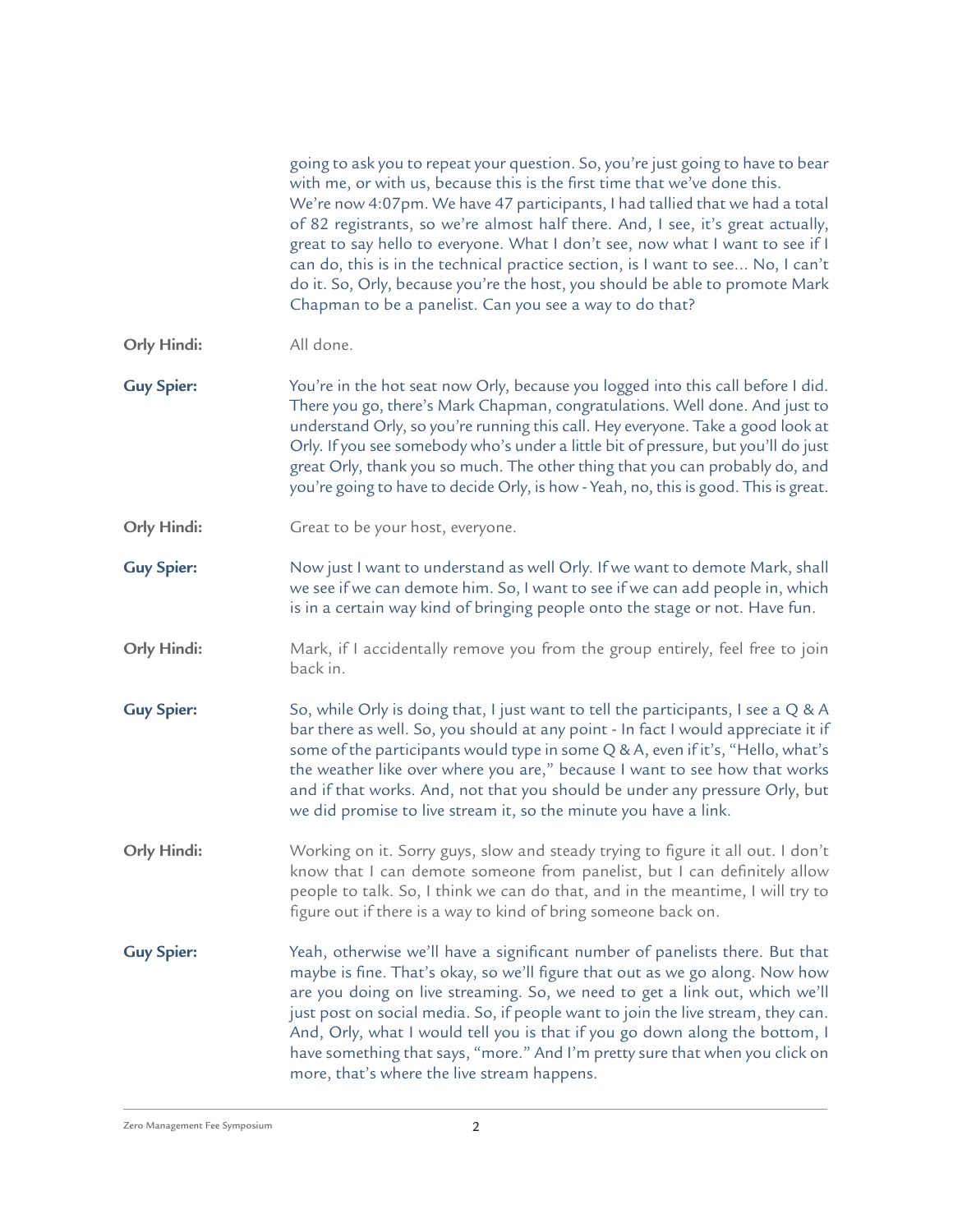going to ask you to repeat your question. So, you're just going to have to bear with me, or with us, because this is the first time that we've done this. We're now 4:07pm. We have 47 participants, I had tallied that we had a total of 82 registrants, so we're almost half there. And, I see, it's great actually, great to say hello to everyone. What I don't see, now what I want to see if I can do, this is in the technical practice section, is I want to see... No, I can't do it. So, Orly, because you're the host, you should be able to promote Mark Chapman to be a panelist. Can you see a way to do that?

**Orly Hindi:** All done.

**Guy Spier:** You're in the hot seat now Orly, because you logged into this call before I did. There you go, there's Mark Chapman, congratulations. Well done. And just to understand Orly, so you're running this call. Hey everyone. Take a good look at Orly. If you see somebody who's under a little bit of pressure, but you'll do just great Orly, thank you so much. The other thing that you can probably do, and you're going to have to decide Orly, is how - Yeah, no, this is good. This is great.

**Orly Hindi:** Great to be your host, everyone.

**Guy Spier:** Now just I want to understand as well Orly. If we want to demote Mark, shall we see if we can demote him. So, I want to see if we can add people in, which is in a certain way kind of bringing people onto the stage or not. Have fun.

**Orly Hindi:** Mark, if I accidentally remove you from the group entirely, feel free to join back in.

**Guy Spier:** So, while Orly is doing that, I just want to tell the participants, I see a Q & A bar there as well. So, you should at any point - In fact I would appreciate it if some of the participants would type in some Q & A, even if it's, "Hello, what's the weather like over where you are," because I want to see how that works and if that works. And, not that you should be under any pressure Orly, but we did promise to live stream it, so the minute you have a link.

**Orly Hindi:** Working on it. Sorry guys, slow and steady trying to figure it all out. I don't know that I can demote someone from panelist, but I can definitely allow people to talk. So, I think we can do that, and in the meantime, I will try to figure out if there is a way to kind of bring someone back on.

**Guy Spier:** Yeah, otherwise we'll have a significant number of panelists there. But that maybe is fine. That's okay, so we'll figure that out as we go along. Now how are you doing on live streaming. So, we need to get a link out, which we'll just post on social media. So, if people want to join the live stream, they can. And, Orly, what I would tell you is that if you go down along the bottom, I have something that says, "more." And I'm pretty sure that when you click on more, that's where the live stream happens.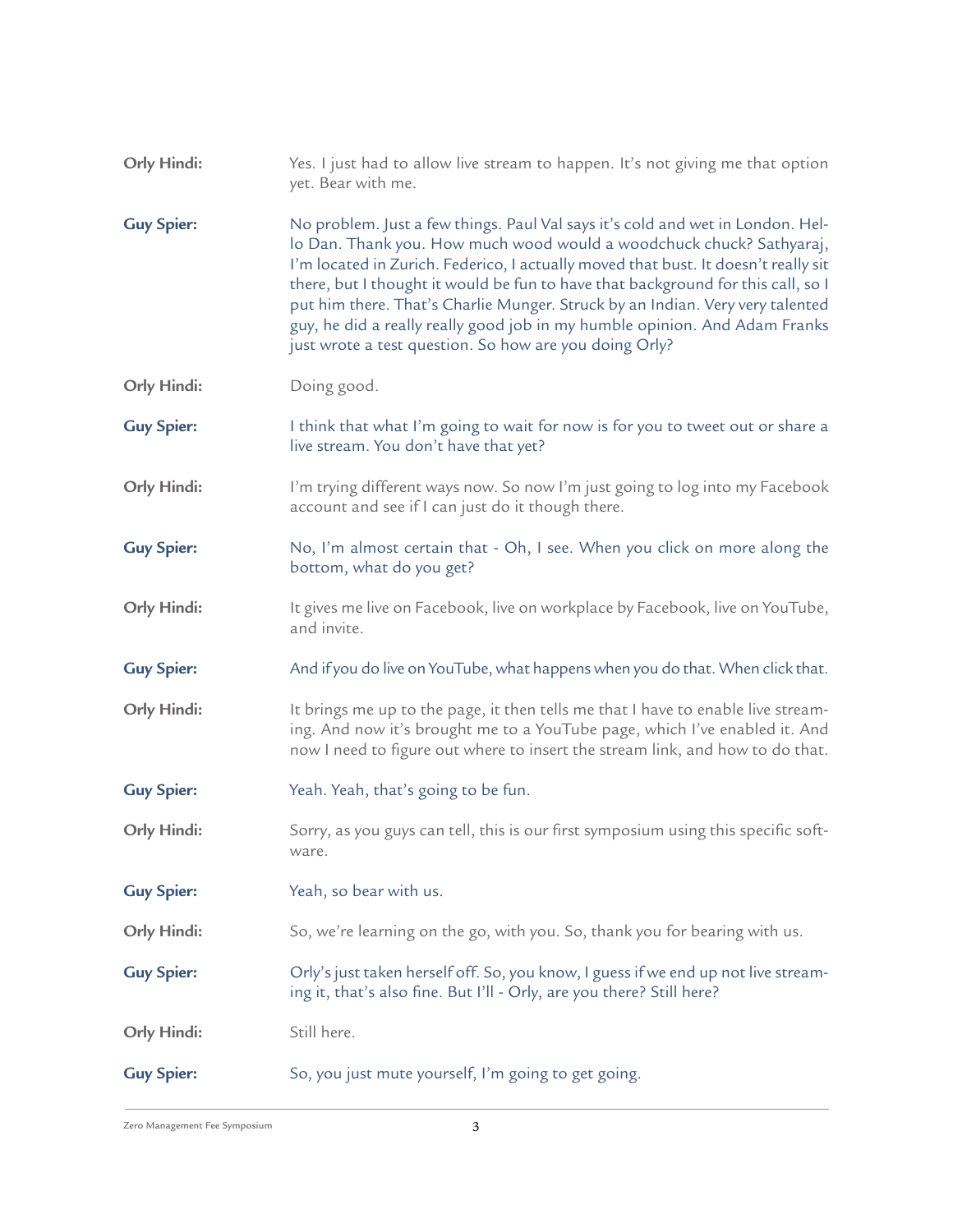**Orly Hindi:** Yes. I just had to allow live stream to happen. It's not giving me that option yet. Bear with me.

**Guy Spier:** No problem. Just a few things. Paul Val says it's cold and wet in London. Hello Dan. Thank you. How much wood would a woodchuck chuck? Sathyaraj, I'm located in Zurich. Federico, I actually moved that bust. It doesn't really sit there, but I thought it would be fun to have that background for this call, so I put him there. That's Charlie Munger. Struck by an Indian. Very very talented guy, he did a really really good job in my humble opinion. And Adam Franks just wrote a test question. So how are you doing Orly?

**Orly Hindi:** Doing good.

**Guy Spier:** I think that what I'm going to wait for now is for you to tweet out or share a live stream. You don't have that yet?

**Orly Hindi:** I'm trying different ways now. So now I'm just going to log into my Facebook account and see if I can just do it though there.

**Guy Spier:** No, I'm almost certain that - Oh, I see. When you click on more along the bottom, what do you get?

**Orly Hindi:** It gives me live on Facebook, live on workplace by Facebook, live on YouTube, and invite.

**Guy Spier:** And if you do live on YouTube, what happens when you do that. When click that.

**Orly Hindi:** It brings me up to the page, it then tells me that I have to enable live streaming. And now it's brought me to a YouTube page, which I've enabled it. And now I need to figure out where to insert the stream link, and how to do that.

**Guy Spier:** Yeah. Yeah, that's going to be fun.

**Orly Hindi:** Sorry, as you guys can tell, this is our first symposium using this specific software.

**Guy Spier:** Yeah, so bear with us.

**Orly Hindi:** So, we're learning on the go, with you. So, thank you for bearing with us.

**Guy Spier:** Orly's just taken herself off. So, you know, I guess if we end up not live streaming it, that's also fine. But I'll - Orly, are you there? Still here?

**Orly Hindi:** Still here.

**Guy Spier:** So, you just mute yourself, I'm going to get going.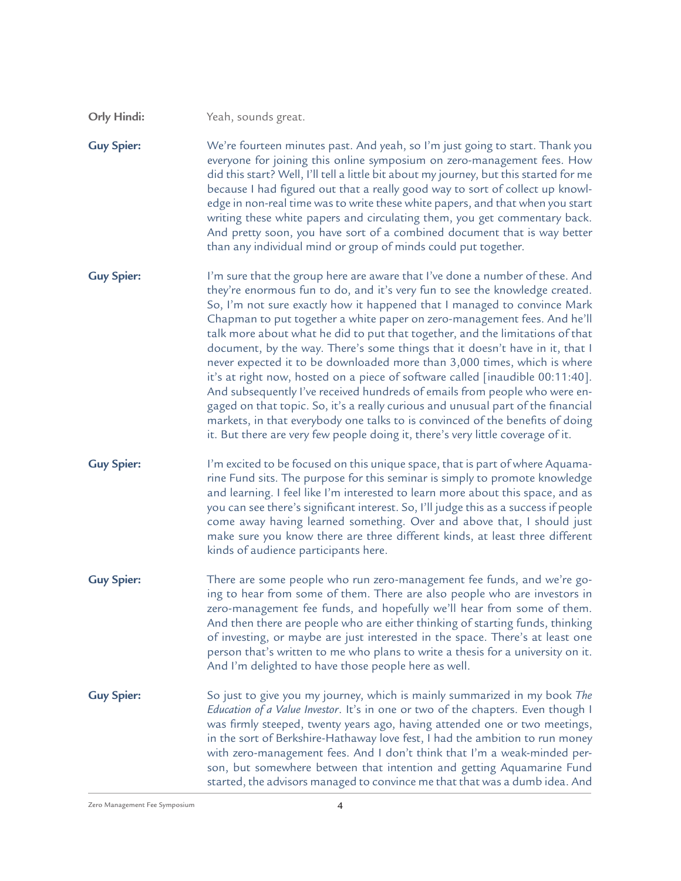**Orly Hindi:** Yeah, sounds great.

**Guy Spier:** We're fourteen minutes past. And yeah, so I'm just going to start. Thank you everyone for joining this online symposium on zero-management fees. How did this start? Well, I'll tell a little bit about my journey, but this started for me because I had figured out that a really good way to sort of collect up knowledge in non-real time was to write these white papers, and that when you start writing these white papers and circulating them, you get commentary back. And pretty soon, you have sort of a combined document that is way better than any individual mind or group of minds could put together.

**Guy Spier:** I'm sure that the group here are aware that I've done a number of these. And they're enormous fun to do, and it's very fun to see the knowledge created. So, I'm not sure exactly how it happened that I managed to convince Mark Chapman to put together a white paper on zero-management fees. And he'll talk more about what he did to put that together, and the limitations of that document, by the way. There's some things that it doesn't have in it, that I never expected it to be downloaded more than 3,000 times, which is where it's at right now, hosted on a piece of software called [inaudible 00:11:40]. And subsequently I've received hundreds of emails from people who were engaged on that topic. So, it's a really curious and unusual part of the financial markets, in that everybody one talks to is convinced of the benefits of doing it. But there are very few people doing it, there's very little coverage of it.

**Guy Spier:** I'm excited to be focused on this unique space, that is part of where Aquamarine Fund sits. The purpose for this seminar is simply to promote knowledge and learning. I feel like I'm interested to learn more about this space, and as you can see there's significant interest. So, I'll judge this as a success if people come away having learned something. Over and above that, I should just make sure you know there are three different kinds, at least three different kinds of audience participants here.

**Guy Spier:** There are some people who run zero-management fee funds, and we're going to hear from some of them. There are also people who are investors in zero-management fee funds, and hopefully we'll hear from some of them. And then there are people who are either thinking of starting funds, thinking of investing, or maybe are just interested in the space. There's at least one person that's written to me who plans to write a thesis for a university on it. And I'm delighted to have those people here as well.

**Guy Spier:** So just to give you my journey, which is mainly summarized in my book *The Education of a Value Investor*. It's in one or two of the chapters. Even though I was firmly steeped, twenty years ago, having attended one or two meetings, in the sort of Berkshire-Hathaway love fest, I had the ambition to run money with zero-management fees. And I don't think that I'm a weak-minded person, but somewhere between that intention and getting Aquamarine Fund started, the advisors managed to convince me that that was a dumb idea. And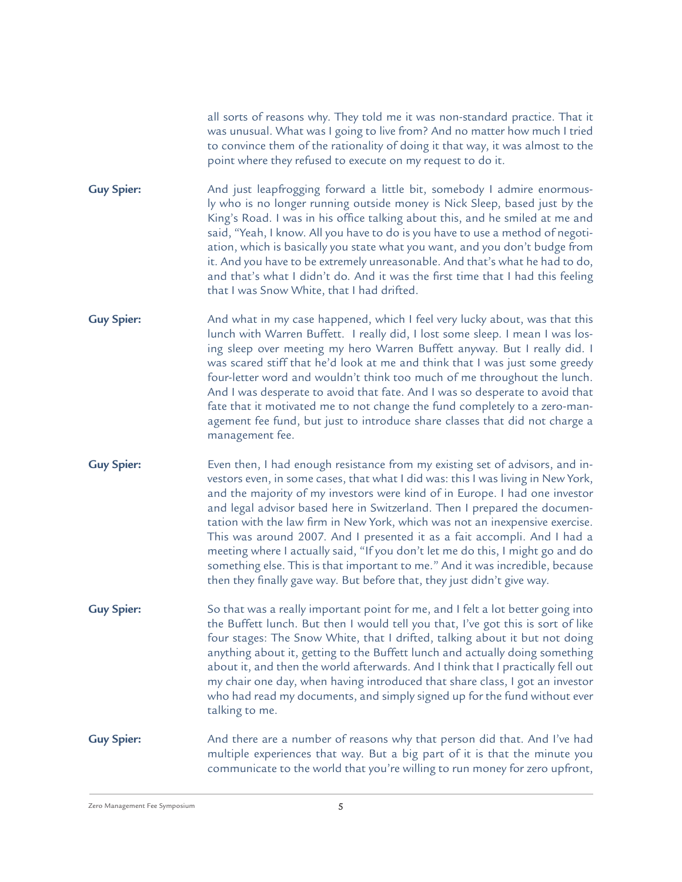all sorts of reasons why. They told me it was non-standard practice. That it was unusual. What was I going to live from? And no matter how much I tried to convince them of the rationality of doing it that way, it was almost to the point where they refused to execute on my request to do it.

**Guy Spier:** And just leapfrogging forward a little bit, somebody I admire enormously who is no longer running outside money is Nick Sleep, based just by the King's Road. I was in his office talking about this, and he smiled at me and said, "Yeah, I know. All you have to do is you have to use a method of negotiation, which is basically you state what you want, and you don't budge from it. And you have to be extremely unreasonable. And that's what he had to do, and that's what I didn't do. And it was the first time that I had this feeling that I was Snow White, that I had drifted.

**Guy Spier:** And what in my case happened, which I feel very lucky about, was that this lunch with Warren Buffett. I really did, I lost some sleep. I mean I was losing sleep over meeting my hero Warren Buffett anyway. But I really did. I was scared stiff that he'd look at me and think that I was just some greedy four-letter word and wouldn't think too much of me throughout the lunch. And I was desperate to avoid that fate. And I was so desperate to avoid that fate that it motivated me to not change the fund completely to a zero-management fee fund, but just to introduce share classes that did not charge a management fee.

**Guy Spier:** Even then, I had enough resistance from my existing set of advisors, and investors even, in some cases, that what I did was: this I was living in New York, and the majority of my investors were kind of in Europe. I had one investor and legal advisor based here in Switzerland. Then I prepared the documentation with the law firm in New York, which was not an inexpensive exercise. This was around 2007. And I presented it as a fait accompli. And I had a meeting where I actually said, "If you don't let me do this, I might go and do something else. This is that important to me." And it was incredible, because then they finally gave way. But before that, they just didn't give way.

**Guy Spier:** So that was a really important point for me, and I felt a lot better going into the Buffett lunch. But then I would tell you that, I've got this is sort of like four stages: The Snow White, that I drifted, talking about it but not doing anything about it, getting to the Buffett lunch and actually doing something about it, and then the world afterwards. And I think that I practically fell out my chair one day, when having introduced that share class, I got an investor who had read my documents, and simply signed up for the fund without ever talking to me.

**Guy Spier:** And there are a number of reasons why that person did that. And I've had multiple experiences that way. But a big part of it is that the minute you communicate to the world that you're willing to run money for zero upfront,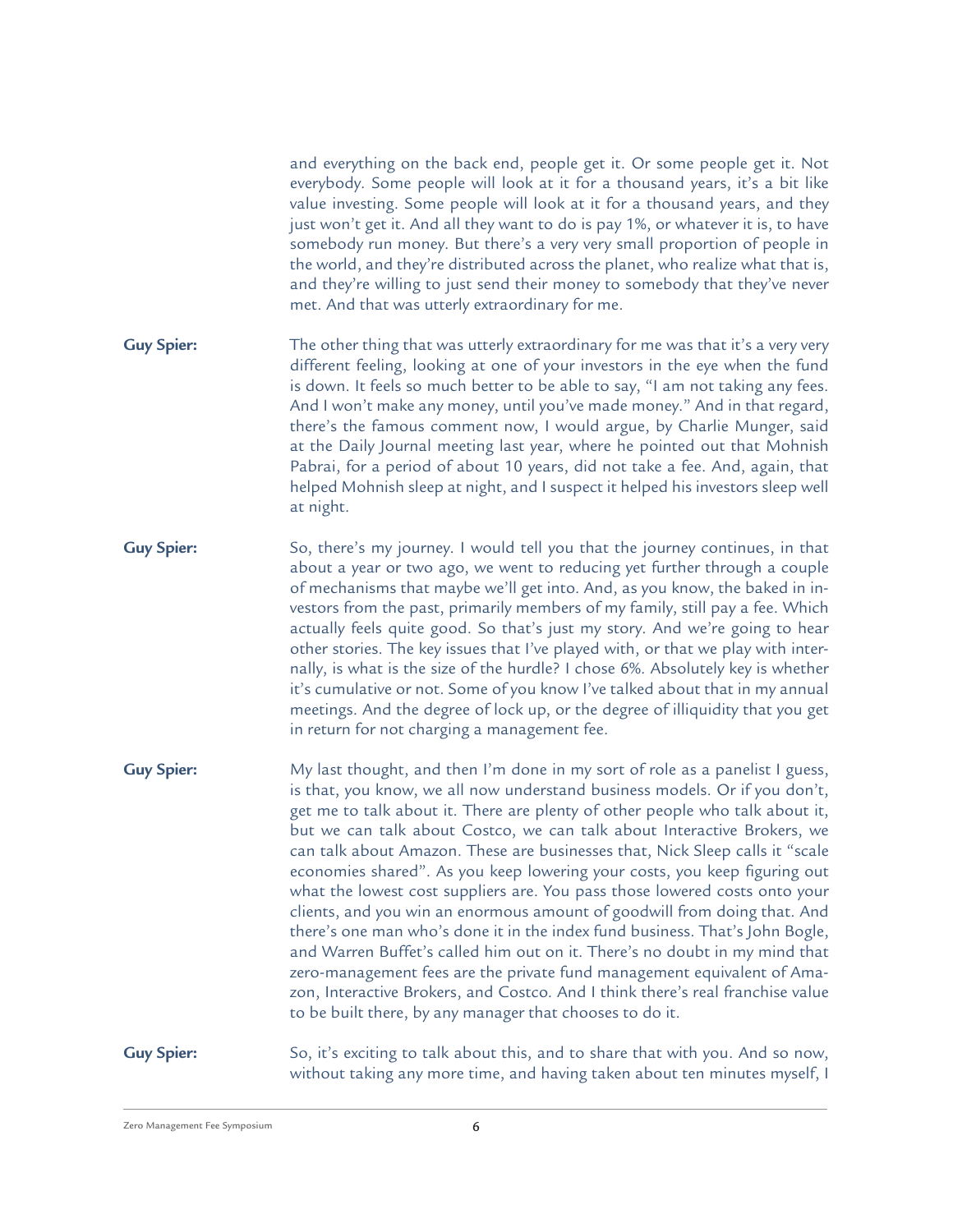and everything on the back end, people get it. Or some people get it. Not everybody. Some people will look at it for a thousand years, it's a bit like value investing. Some people will look at it for a thousand years, and they just won't get it. And all they want to do is pay 1%, or whatever it is, to have somebody run money. But there's a very very small proportion of people in the world, and they're distributed across the planet, who realize what that is, and they're willing to just send their money to somebody that they've never met. And that was utterly extraordinary for me.

**Guy Spier:** The other thing that was utterly extraordinary for me was that it's a very very different feeling, looking at one of your investors in the eye when the fund is down. It feels so much better to be able to say, "I am not taking any fees. And I won't make any money, until you've made money." And in that regard, there's the famous comment now, I would argue, by Charlie Munger, said at the Daily Journal meeting last year, where he pointed out that Mohnish Pabrai, for a period of about 10 years, did not take a fee. And, again, that helped Mohnish sleep at night, and I suspect it helped his investors sleep well at night.

**Guy Spier:** So, there's my journey. I would tell you that the journey continues, in that about a year or two ago, we went to reducing yet further through a couple of mechanisms that maybe we'll get into. And, as you know, the baked in investors from the past, primarily members of my family, still pay a fee. Which actually feels quite good. So that's just my story. And we're going to hear other stories. The key issues that I've played with, or that we play with internally, is what is the size of the hurdle? I chose 6%. Absolutely key is whether it's cumulative or not. Some of you know I've talked about that in my annual meetings. And the degree of lock up, or the degree of illiquidity that you get in return for not charging a management fee.

**Guy Spier:** My last thought, and then I'm done in my sort of role as a panelist I guess, is that, you know, we all now understand business models. Or if you don't, get me to talk about it. There are plenty of other people who talk about it, but we can talk about Costco, we can talk about Interactive Brokers, we can talk about Amazon. These are businesses that, Nick Sleep calls it "scale economies shared". As you keep lowering your costs, you keep figuring out what the lowest cost suppliers are. You pass those lowered costs onto your clients, and you win an enormous amount of goodwill from doing that. And there's one man who's done it in the index fund business. That's John Bogle, and Warren Buffet's called him out on it. There's no doubt in my mind that zero-management fees are the private fund management equivalent of Amazon, Interactive Brokers, and Costco. And I think there's real franchise value to be built there, by any manager that chooses to do it.

**Guy Spier:** So, it's exciting to talk about this, and to share that with you. And so now, without taking any more time, and having taken about ten minutes myself, I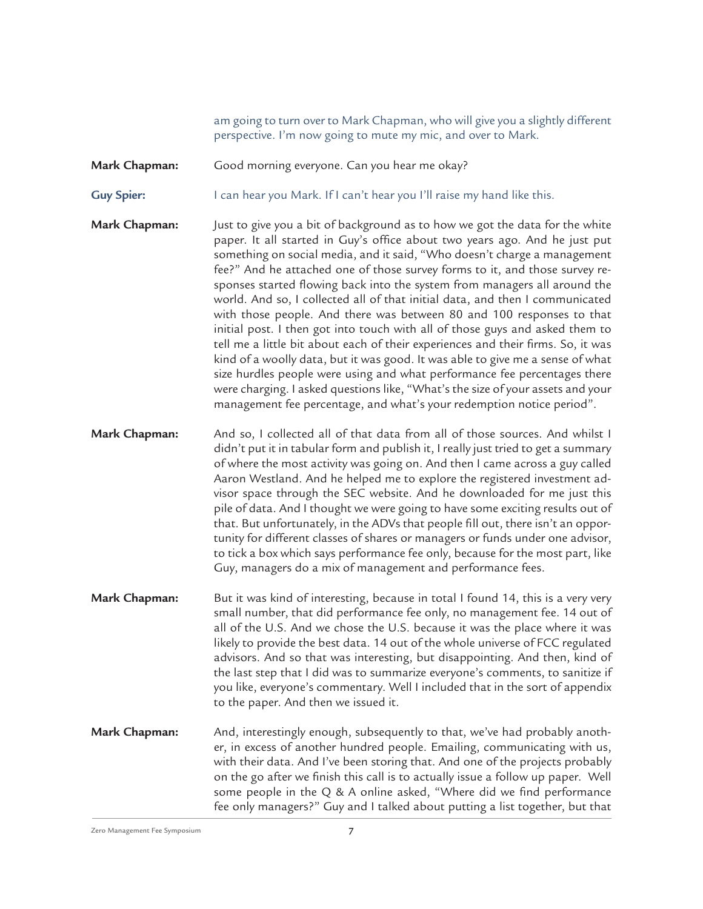am going to turn over to Mark Chapman, who will give you a slightly different perspective. I'm now going to mute my mic, and over to Mark.

**Mark Chapman:** Good morning everyone. Can you hear me okay?

**Guy Spier:** I can hear you Mark. If I can't hear you I'll raise my hand like this.

**Mark Chapman:** Just to give you a bit of background as to how we got the data for the white paper. It all started in Guy's office about two years ago. And he just put something on social media, and it said, "Who doesn't charge a management fee?" And he attached one of those survey forms to it, and those survey responses started flowing back into the system from managers all around the world. And so, I collected all of that initial data, and then I communicated with those people. And there was between 80 and 100 responses to that initial post. I then got into touch with all of those guys and asked them to tell me a little bit about each of their experiences and their firms. So, it was kind of a woolly data, but it was good. It was able to give me a sense of what size hurdles people were using and what performance fee percentages there were charging. I asked questions like, "What's the size of your assets and your management fee percentage, and what's your redemption notice period".

**Mark Chapman:** And so, I collected all of that data from all of those sources. And whilst I didn't put it in tabular form and publish it, I really just tried to get a summary of where the most activity was going on. And then I came across a guy called Aaron Westland. And he helped me to explore the registered investment advisor space through the SEC website. And he downloaded for me just this pile of data. And I thought we were going to have some exciting results out of that. But unfortunately, in the ADVs that people fill out, there isn't an opportunity for different classes of shares or managers or funds under one advisor, to tick a box which says performance fee only, because for the most part, like Guy, managers do a mix of management and performance fees.

**Mark Chapman:** But it was kind of interesting, because in total I found 14, this is a very very small number, that did performance fee only, no management fee. 14 out of all of the U.S. And we chose the U.S. because it was the place where it was likely to provide the best data. 14 out of the whole universe of FCC regulated advisors. And so that was interesting, but disappointing. And then, kind of the last step that I did was to summarize everyone's comments, to sanitize if you like, everyone's commentary. Well I included that in the sort of appendix to the paper. And then we issued it.

**Mark Chapman:** And, interestingly enough, subsequently to that, we've had probably another, in excess of another hundred people. Emailing, communicating with us, with their data. And I've been storing that. And one of the projects probably on the go after we finish this call is to actually issue a follow up paper. Well some people in the Q & A online asked, "Where did we find performance fee only managers?" Guy and I talked about putting a list together, but that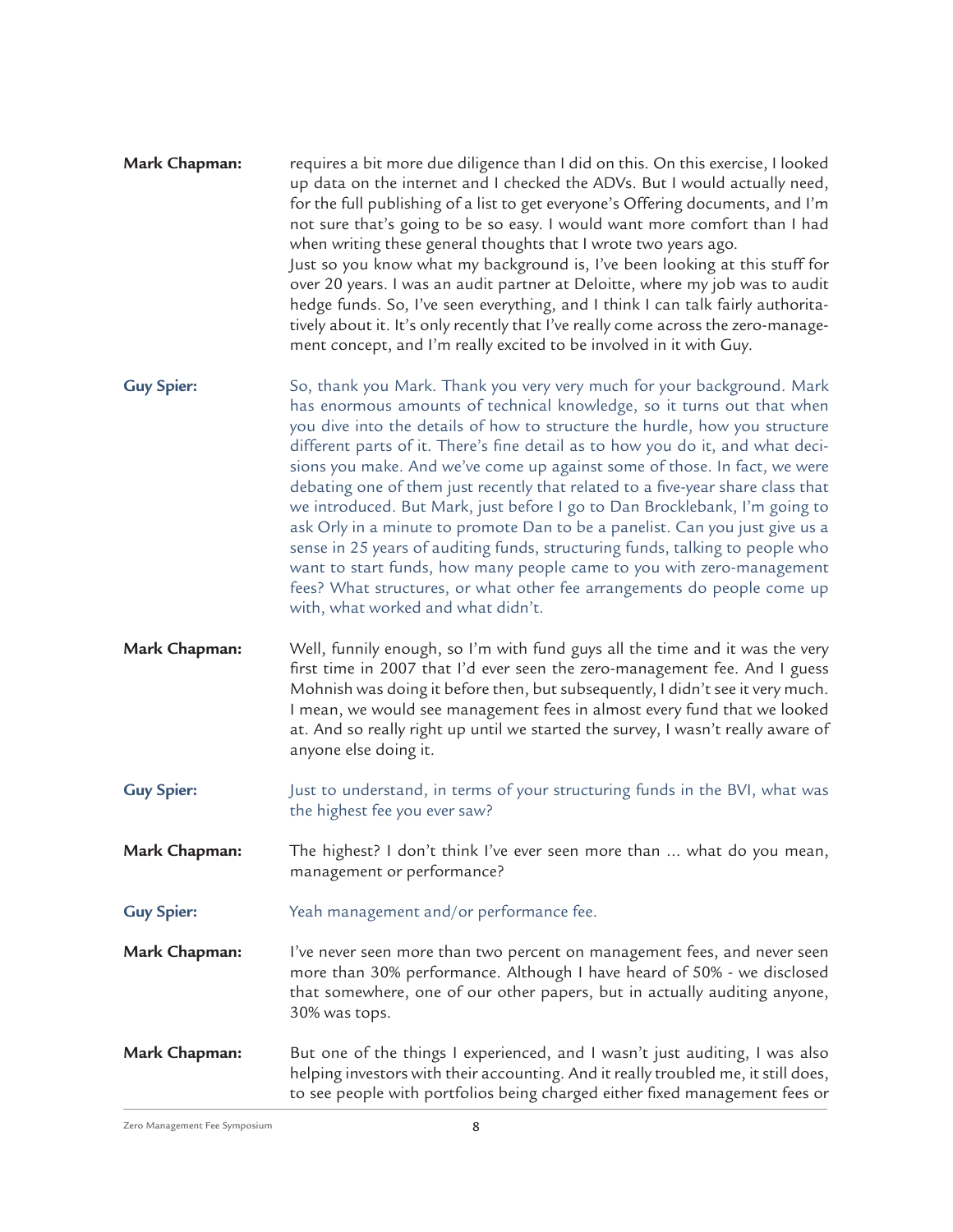**Mark Chapman:** requires a bit more due diligence than I did on this. On this exercise, I looked up data on the internet and I checked the ADVs. But I would actually need, for the full publishing of a list to get everyone's Offering documents, and I'm not sure that's going to be so easy. I would want more comfort than I had when writing these general thoughts that I wrote two years ago.
Just so you know what my background is, I've been looking at this stuff for over 20 years. I was an audit partner at Deloitte, where my job was to audit hedge funds. So, I've seen everything, and I think I can talk fairly authoritatively about it. It's only recently that I've really come across the zero-management concept, and I'm really excited to be involved in it with Guy.

**Guy Spier:** So, thank you Mark. Thank you very very much for your background. Mark has enormous amounts of technical knowledge, so it turns out that when you dive into the details of how to structure the hurdle, how you structure different parts of it. There's fine detail as to how you do it, and what decisions you make. And we've come up against some of those. In fact, we were debating one of them just recently that related to a five-year share class that we introduced. But Mark, just before I go to Dan Brocklebank, I'm going to ask Orly in a minute to promote Dan to be a panelist. Can you just give us a sense in 25 years of auditing funds, structuring funds, talking to people who want to start funds, how many people came to you with zero-management fees? What structures, or what other fee arrangements do people come up with, what worked and what didn't.

**Mark Chapman:** Well, funnily enough, so I'm with fund guys all the time and it was the very first time in 2007 that I'd ever seen the zero-management fee. And I guess Mohnish was doing it before then, but subsequently, I didn't see it very much. I mean, we would see management fees in almost every fund that we looked at. And so really right up until we started the survey, I wasn't really aware of anyone else doing it.

**Guy Spier:** Just to understand, in terms of your structuring funds in the BVI, what was the highest fee you ever saw?

**Mark Chapman:** The highest? I don't think I've ever seen more than ... what do you mean, management or performance?

**Guy Spier:** Yeah management and/or performance fee.

**Mark Chapman:** I've never seen more than two percent on management fees, and never seen more than 30% performance. Although I have heard of 50% - we disclosed that somewhere, one of our other papers, but in actually auditing anyone, 30% was tops.

**Mark Chapman:** But one of the things I experienced, and I wasn't just auditing, I was also helping investors with their accounting. And it really troubled me, it still does, to see people with portfolios being charged either fixed management fees or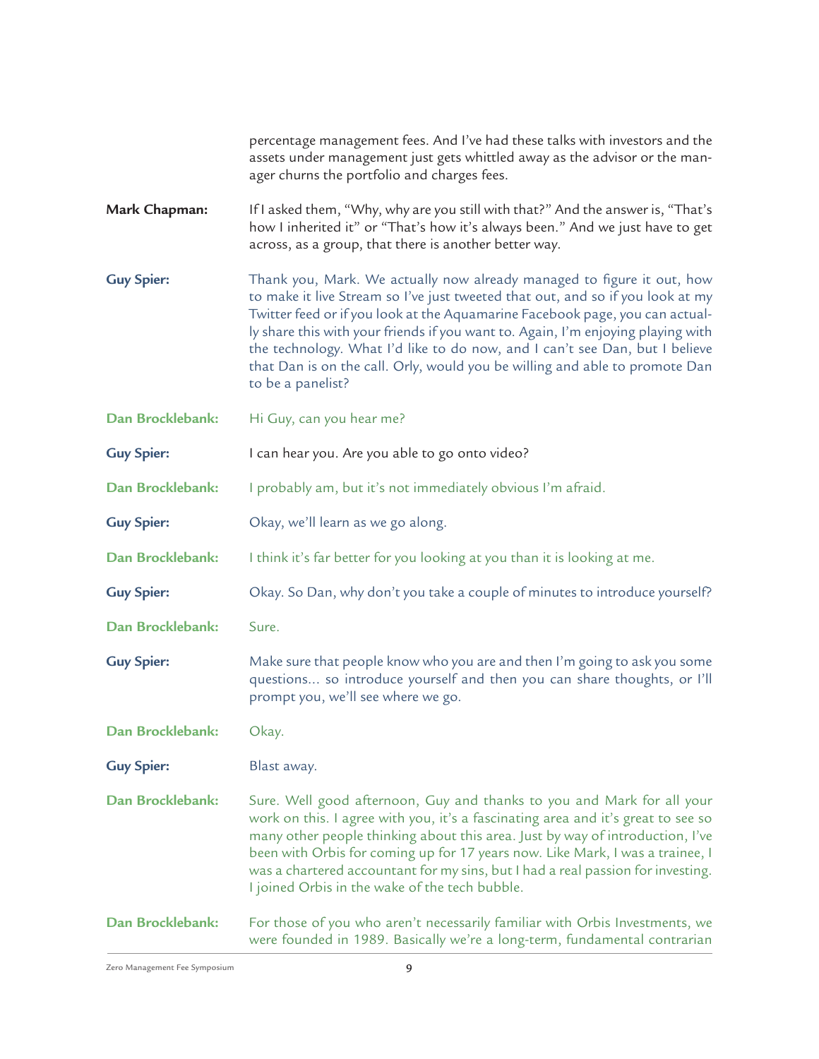percentage management fees. And I've had these talks with investors and the assets under management just gets whittled away as the advisor or the manager churns the portfolio and charges fees.

**Mark Chapman:** If I asked them, "Why, why are you still with that?" And the answer is, "That's how I inherited it" or "That's how it's always been." And we just have to get across, as a group, that there is another better way.

**Guy Spier:** Thank you, Mark. We actually now already managed to figure it out, how to make it live Stream so I've just tweeted that out, and so if you look at my Twitter feed or if you look at the Aquamarine Facebook page, you can actually share this with your friends if you want to. Again, I'm enjoying playing with the technology. What I'd like to do now, and I can't see Dan, but I believe that Dan is on the call. Orly, would you be willing and able to promote Dan to be a panelist?

**Dan Brocklebank:** Hi Guy, can you hear me?

**Guy Spier:** I can hear you. Are you able to go onto video?

**Dan Brocklebank:** I probably am, but it's not immediately obvious I'm afraid.

**Guy Spier:** Okay, we'll learn as we go along.

**Dan Brocklebank:** I think it's far better for you looking at you than it is looking at me.

**Guy Spier:** Okay. So Dan, why don't you take a couple of minutes to introduce yourself?

**Dan Brocklebank:** Sure.

**Guy Spier:** Make sure that people know who you are and then I'm going to ask you some questions... so introduce yourself and then you can share thoughts, or I'll prompt you, we'll see where we go.

**Dan Brocklebank:** Okay.

**Guy Spier:** Blast away.

**Dan Brocklebank:** Sure. Well good afternoon, Guy and thanks to you and Mark for all your work on this. I agree with you, it's a fascinating area and it's great to see so many other people thinking about this area. Just by way of introduction, I've been with Orbis for coming up for 17 years now. Like Mark, I was a trainee, I was a chartered accountant for my sins, but I had a real passion for investing. I joined Orbis in the wake of the tech bubble.

**Dan Brocklebank:** For those of you who aren't necessarily familiar with Orbis Investments, we were founded in 1989. Basically we're a long-term, fundamental contrarian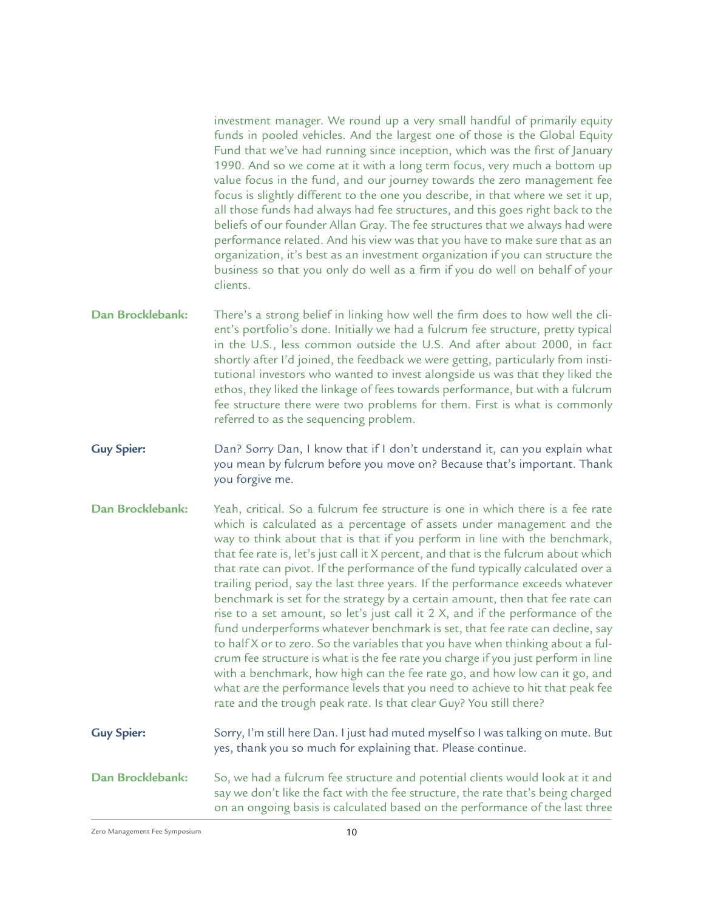investment manager. We round up a very small handful of primarily equity funds in pooled vehicles. And the largest one of those is the Global Equity Fund that we've had running since inception, which was the first of January 1990. And so we come at it with a long term focus, very much a bottom up value focus in the fund, and our journey towards the zero management fee focus is slightly different to the one you describe, in that where we set it up, all those funds had always had fee structures, and this goes right back to the beliefs of our founder Allan Gray. The fee structures that we always had were performance related. And his view was that you have to make sure that as an organization, it's best as an investment organization if you can structure the business so that you only do well as a firm if you do well on behalf of your clients.

**Dan Brocklebank:** There's a strong belief in linking how well the firm does to how well the client's portfolio's done. Initially we had a fulcrum fee structure, pretty typical in the U.S., less common outside the U.S. And after about 2000, in fact shortly after I'd joined, the feedback we were getting, particularly from institutional investors who wanted to invest alongside us was that they liked the ethos, they liked the linkage of fees towards performance, but with a fulcrum fee structure there were two problems for them. First is what is commonly referred to as the sequencing problem.

**Guy Spier:** Dan? Sorry Dan, I know that if I don't understand it, can you explain what you mean by fulcrum before you move on? Because that's important. Thank you forgive me.

**Dan Brocklebank:** Yeah, critical. So a fulcrum fee structure is one in which there is a fee rate which is calculated as a percentage of assets under management and the way to think about that is that if you perform in line with the benchmark, that fee rate is, let's just call it X percent, and that is the fulcrum about which that rate can pivot. If the performance of the fund typically calculated over a trailing period, say the last three years. If the performance exceeds whatever benchmark is set for the strategy by a certain amount, then that fee rate can rise to a set amount, so let's just call it 2 X, and if the performance of the fund underperforms whatever benchmark is set, that fee rate can decline, say to half X or to zero. So the variables that you have when thinking about a fulcrum fee structure is what is the fee rate you charge if you just perform in line with a benchmark, how high can the fee rate go, and how low can it go, and what are the performance levels that you need to achieve to hit that peak fee rate and the trough peak rate. Is that clear Guy? You still there?

**Guy Spier:** Sorry, I'm still here Dan. I just had muted myself so I was talking on mute. But yes, thank you so much for explaining that. Please continue.

**Dan Brocklebank:** So, we had a fulcrum fee structure and potential clients would look at it and say we don't like the fact with the fee structure, the rate that's being charged on an ongoing basis is calculated based on the performance of the last three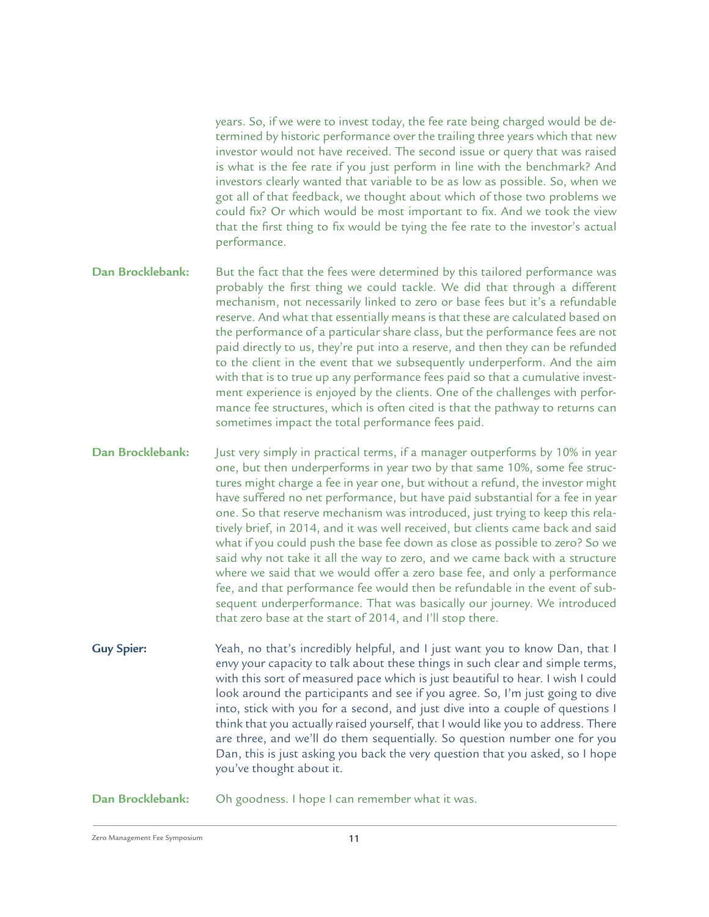years. So, if we were to invest today, the fee rate being charged would be determined by historic performance over the trailing three years which that new investor would not have received. The second issue or query that was raised is what is the fee rate if you just perform in line with the benchmark? And investors clearly wanted that variable to be as low as possible. So, when we got all of that feedback, we thought about which of those two problems we could fix? Or which would be most important to fix. And we took the view that the first thing to fix would be tying the fee rate to the investor's actual performance.

**Dan Brocklebank:** But the fact that the fees were determined by this tailored performance was probably the first thing we could tackle. We did that through a different mechanism, not necessarily linked to zero or base fees but it's a refundable reserve. And what that essentially means is that these are calculated based on the performance of a particular share class, but the performance fees are not paid directly to us, they're put into a reserve, and then they can be refunded to the client in the event that we subsequently underperform. And the aim with that is to true up any performance fees paid so that a cumulative investment experience is enjoyed by the clients. One of the challenges with performance fee structures, which is often cited is that the pathway to returns can sometimes impact the total performance fees paid.

**Dan Brocklebank:** Just very simply in practical terms, if a manager outperforms by 10% in year one, but then underperforms in year two by that same 10%, some fee structures might charge a fee in year one, but without a refund, the investor might have suffered no net performance, but have paid substantial for a fee in year one. So that reserve mechanism was introduced, just trying to keep this relatively brief, in 2014, and it was well received, but clients came back and said what if you could push the base fee down as close as possible to zero? So we said why not take it all the way to zero, and we came back with a structure where we said that we would offer a zero base fee, and only a performance fee, and that performance fee would then be refundable in the event of subsequent underperformance. That was basically our journey. We introduced that zero base at the start of 2014, and I'll stop there.

**Guy Spier:** Yeah, no that's incredibly helpful, and I just want you to know Dan, that I envy your capacity to talk about these things in such clear and simple terms, with this sort of measured pace which is just beautiful to hear. I wish I could look around the participants and see if you agree. So, I'm just going to dive into, stick with you for a second, and just dive into a couple of questions I think that you actually raised yourself, that I would like you to address. There are three, and we'll do them sequentially. So question number one for you Dan, this is just asking you back the very question that you asked, so I hope you've thought about it.

**Dan Brocklebank:** Oh goodness. I hope I can remember what it was.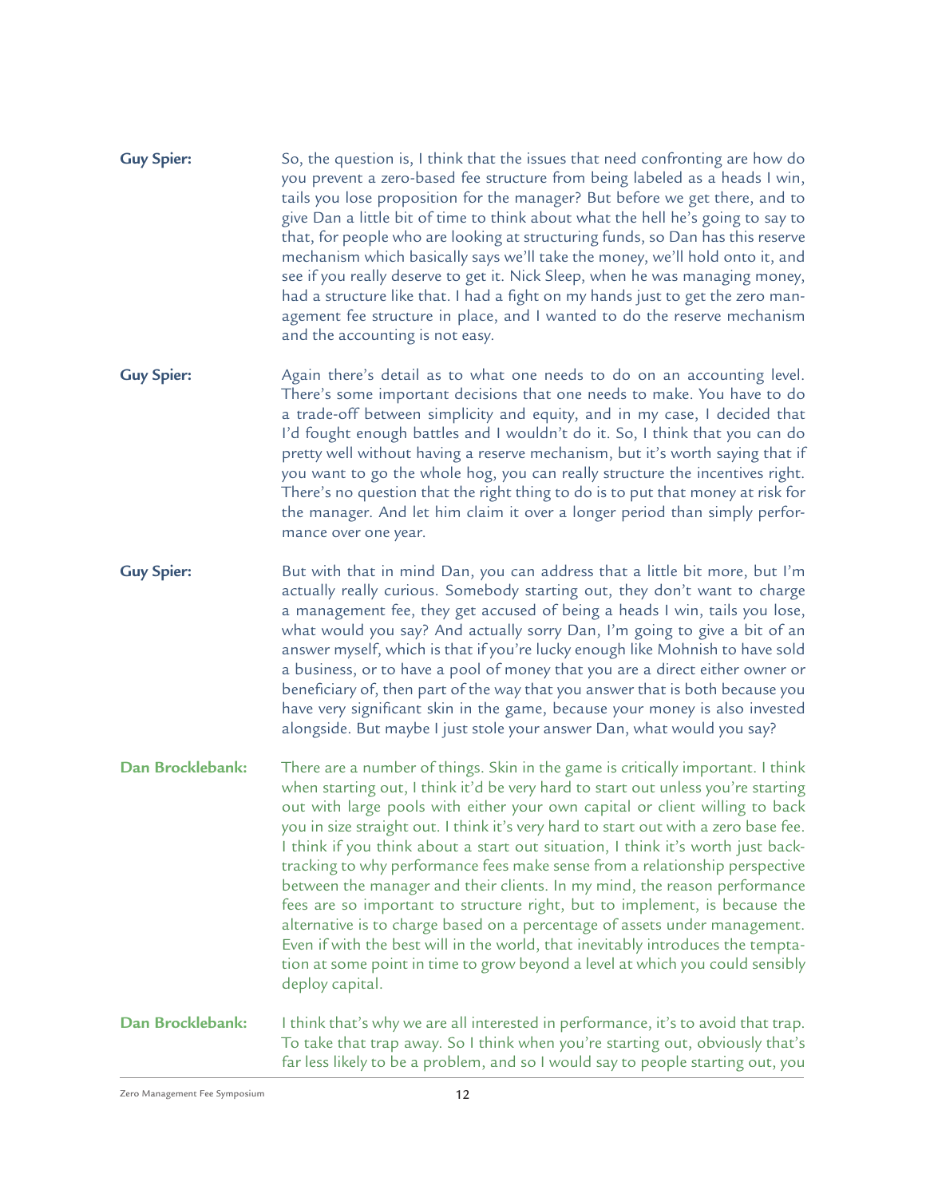**Guy Spier:** So, the question is, I think that the issues that need confronting are how do you prevent a zero-based fee structure from being labeled as a heads I win, tails you lose proposition for the manager? But before we get there, and to give Dan a little bit of time to think about what the hell he's going to say to that, for people who are looking at structuring funds, so Dan has this reserve mechanism which basically says we'll take the money, we'll hold onto it, and see if you really deserve to get it. Nick Sleep, when he was managing money, had a structure like that. I had a fight on my hands just to get the zero management fee structure in place, and I wanted to do the reserve mechanism and the accounting is not easy.

**Guy Spier:** Again there's detail as to what one needs to do on an accounting level. There's some important decisions that one needs to make. You have to do a trade-off between simplicity and equity, and in my case, I decided that I'd fought enough battles and I wouldn't do it. So, I think that you can do pretty well without having a reserve mechanism, but it's worth saying that if you want to go the whole hog, you can really structure the incentives right. There's no question that the right thing to do is to put that money at risk for the manager. And let him claim it over a longer period than simply performance over one year.

**Guy Spier:** But with that in mind Dan, you can address that a little bit more, but I'm actually really curious. Somebody starting out, they don't want to charge a management fee, they get accused of being a heads I win, tails you lose, what would you say? And actually sorry Dan, I'm going to give a bit of an answer myself, which is that if you're lucky enough like Mohnish to have sold a business, or to have a pool of money that you are a direct either owner or beneficiary of, then part of the way that you answer that is both because you have very significant skin in the game, because your money is also invested alongside. But maybe I just stole your answer Dan, what would you say?

**Dan Brocklebank:** There are a number of things. Skin in the game is critically important. I think when starting out, I think it'd be very hard to start out unless you're starting out with large pools with either your own capital or client willing to back you in size straight out. I think it's very hard to start out with a zero base fee. I think if you think about a start out situation, I think it's worth just backtracking to why performance fees make sense from a relationship perspective between the manager and their clients. In my mind, the reason performance fees are so important to structure right, but to implement, is because the alternative is to charge based on a percentage of assets under management. Even if with the best will in the world, that inevitably introduces the temptation at some point in time to grow beyond a level at which you could sensibly deploy capital.

**Dan Brocklebank:** I think that's why we are all interested in performance, it's to avoid that trap. To take that trap away. So I think when you're starting out, obviously that's far less likely to be a problem, and so I would say to people starting out, you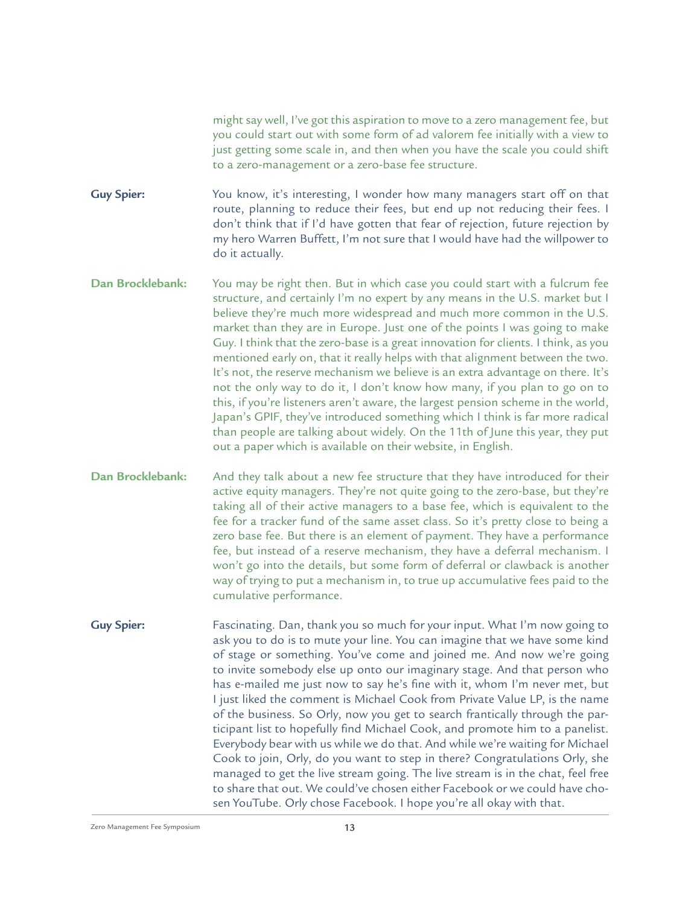might say well, I've got this aspiration to move to a zero management fee, but you could start out with some form of ad valorem fee initially with a view to just getting some scale in, and then when you have the scale you could shift to a zero-management or a zero-base fee structure.

**Guy Spier:** You know, it's interesting, I wonder how many managers start off on that route, planning to reduce their fees, but end up not reducing their fees. I don't think that if I'd have gotten that fear of rejection, future rejection by my hero Warren Buffett, I'm not sure that I would have had the willpower to do it actually.

**Dan Brocklebank:** You may be right then. But in which case you could start with a fulcrum fee structure, and certainly I'm no expert by any means in the U.S. market but I believe they're much more widespread and much more common in the U.S. market than they are in Europe. Just one of the points I was going to make Guy. I think that the zero-base is a great innovation for clients. I think, as you mentioned early on, that it really helps with that alignment between the two. It's not, the reserve mechanism we believe is an extra advantage on there. It's not the only way to do it, I don't know how many, if you plan to go on to this, if you're listeners aren't aware, the largest pension scheme in the world, Japan's GPIF, they've introduced something which I think is far more radical than people are talking about widely. On the 11th of June this year, they put out a paper which is available on their website, in English.

**Dan Brocklebank:** And they talk about a new fee structure that they have introduced for their active equity managers. They're not quite going to the zero-base, but they're taking all of their active managers to a base fee, which is equivalent to the fee for a tracker fund of the same asset class. So it's pretty close to being a zero base fee. But there is an element of payment. They have a performance fee, but instead of a reserve mechanism, they have a deferral mechanism. I won't go into the details, but some form of deferral or clawback is another way of trying to put a mechanism in, to true up accumulative fees paid to the cumulative performance.

**Guy Spier:** Fascinating. Dan, thank you so much for your input. What I'm now going to ask you to do is to mute your line. You can imagine that we have some kind of stage or something. You've come and joined me. And now we're going to invite somebody else up onto our imaginary stage. And that person who has e-mailed me just now to say he's fine with it, whom I'm never met, but I just liked the comment is Michael Cook from Private Value LP, is the name of the business. So Orly, now you get to search frantically through the participant list to hopefully find Michael Cook, and promote him to a panelist. Everybody bear with us while we do that. And while we're waiting for Michael Cook to join, Orly, do you want to step in there? Congratulations Orly, she managed to get the live stream going. The live stream is in the chat, feel free to share that out. We could've chosen either Facebook or we could have chosen YouTube. Orly chose Facebook. I hope you're all okay with that.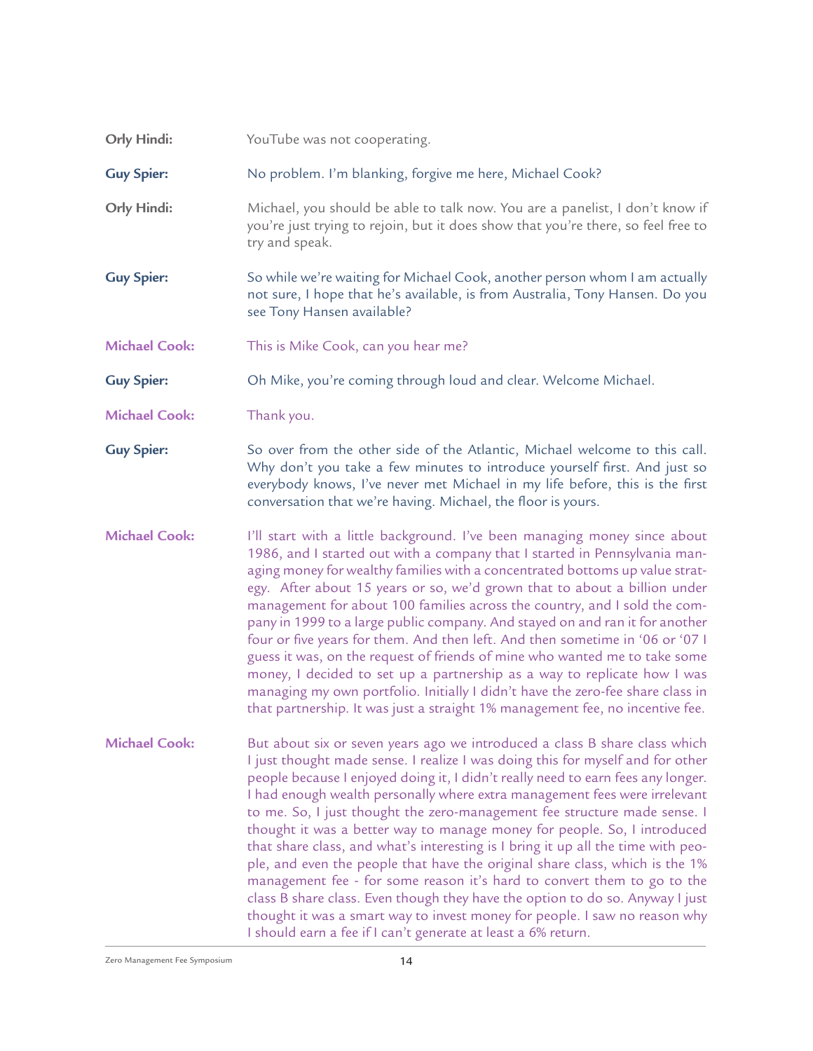**Orly Hindi:** YouTube was not cooperating.

**Guy Spier:** No problem. I'm blanking, forgive me here, Michael Cook?

**Orly Hindi:** Michael, you should be able to talk now. You are a panelist, I don't know if you're just trying to rejoin, but it does show that you're there, so feel free to try and speak.

**Guy Spier:** So while we're waiting for Michael Cook, another person whom I am actually not sure, I hope that he's available, is from Australia, Tony Hansen. Do you see Tony Hansen available?

**Michael Cook:** This is Mike Cook, can you hear me?

**Guy Spier:** Oh Mike, you're coming through loud and clear. Welcome Michael.

**Michael Cook:** Thank you.

**Guy Spier:** So over from the other side of the Atlantic, Michael welcome to this call. Why don't you take a few minutes to introduce yourself first. And just so everybody knows, I've never met Michael in my life before, this is the first conversation that we're having. Michael, the floor is yours.

**Michael Cook:** I'll start with a little background. I've been managing money since about 1986, and I started out with a company that I started in Pennsylvania managing money for wealthy families with a concentrated bottoms up value strategy. After about 15 years or so, we'd grown that to about a billion under management for about 100 families across the country, and I sold the company in 1999 to a large public company. And stayed on and ran it for another four or five years for them. And then left. And then sometime in '06 or '07 I guess it was, on the request of friends of mine who wanted me to take some money, I decided to set up a partnership as a way to replicate how I was managing my own portfolio. Initially I didn't have the zero-fee share class in that partnership. It was just a straight 1% management fee, no incentive fee.

**Michael Cook:** But about six or seven years ago we introduced a class B share class which I just thought made sense. I realize I was doing this for myself and for other people because I enjoyed doing it, I didn't really need to earn fees any longer. I had enough wealth personally where extra management fees were irrelevant to me. So, I just thought the zero-management fee structure made sense. I thought it was a better way to manage money for people. So, I introduced that share class, and what's interesting is I bring it up all the time with people, and even the people that have the original share class, which is the 1% management fee - for some reason it's hard to convert them to go to the class B share class. Even though they have the option to do so. Anyway I just thought it was a smart way to invest money for people. I saw no reason why I should earn a fee if I can't generate at least a 6% return.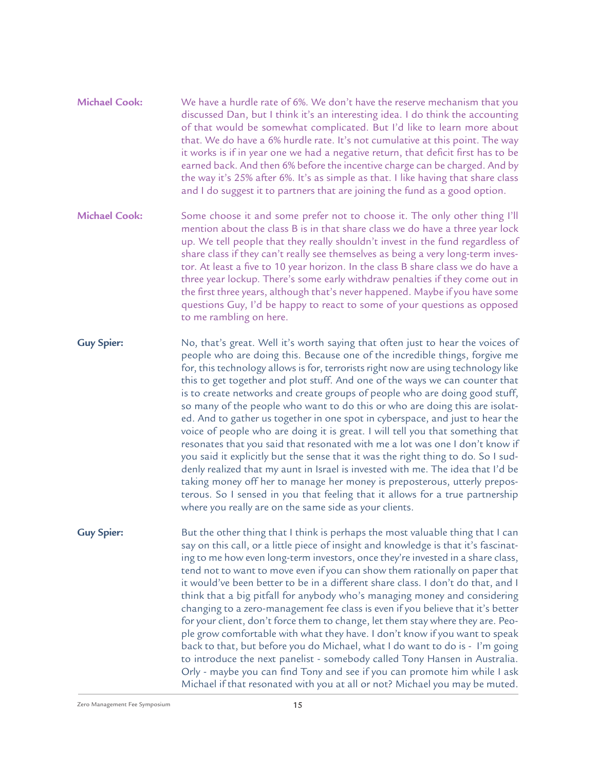**Michael Cook:** We have a hurdle rate of 6%. We don't have the reserve mechanism that you discussed Dan, but I think it's an interesting idea. I do think the accounting of that would be somewhat complicated. But I'd like to learn more about that. We do have a 6% hurdle rate. It's not cumulative at this point. The way it works is if in year one we had a negative return, that deficit first has to be earned back. And then 6% before the incentive charge can be charged. And by the way it's 25% after 6%. It's as simple as that. I like having that share class and I do suggest it to partners that are joining the fund as a good option.

**Michael Cook:** Some choose it and some prefer not to choose it. The only other thing I'll mention about the class B is in that share class we do have a three year lock up. We tell people that they really shouldn't invest in the fund regardless of share class if they can't really see themselves as being a very long-term investor. At least a five to 10 year horizon. In the class B share class we do have a three year lockup. There's some early withdraw penalties if they come out in the first three years, although that's never happened. Maybe if you have some questions Guy, I'd be happy to react to some of your questions as opposed to me rambling on here.

**Guy Spier:** No, that's great. Well it's worth saying that often just to hear the voices of people who are doing this. Because one of the incredible things, forgive me for, this technology allows is for, terrorists right now are using technology like this to get together and plot stuff. And one of the ways we can counter that is to create networks and create groups of people who are doing good stuff, so many of the people who want to do this or who are doing this are isolated. And to gather us together in one spot in cyberspace, and just to hear the voice of people who are doing it is great. I will tell you that something that resonates that you said that resonated with me a lot was one I don't know if you said it explicitly but the sense that it was the right thing to do. So I suddenly realized that my aunt in Israel is invested with me. The idea that I'd be taking money off her to manage her money is preposterous, utterly preposterous. So I sensed in you that feeling that it allows for a true partnership where you really are on the same side as your clients.

**Guy Spier:** But the other thing that I think is perhaps the most valuable thing that I can say on this call, or a little piece of insight and knowledge is that it's fascinating to me how even long-term investors, once they're invested in a share class, tend not to want to move even if you can show them rationally on paper that it would've been better to be in a different share class. I don't do that, and I think that a big pitfall for anybody who's managing money and considering changing to a zero-management fee class is even if you believe that it's better for your client, don't force them to change, let them stay where they are. People grow comfortable with what they have. I don't know if you want to speak back to that, but before you do Michael, what I do want to do is - I'm going to introduce the next panelist - somebody called Tony Hansen in Australia. Orly - maybe you can find Tony and see if you can promote him while I ask Michael if that resonated with you at all or not? Michael you may be muted.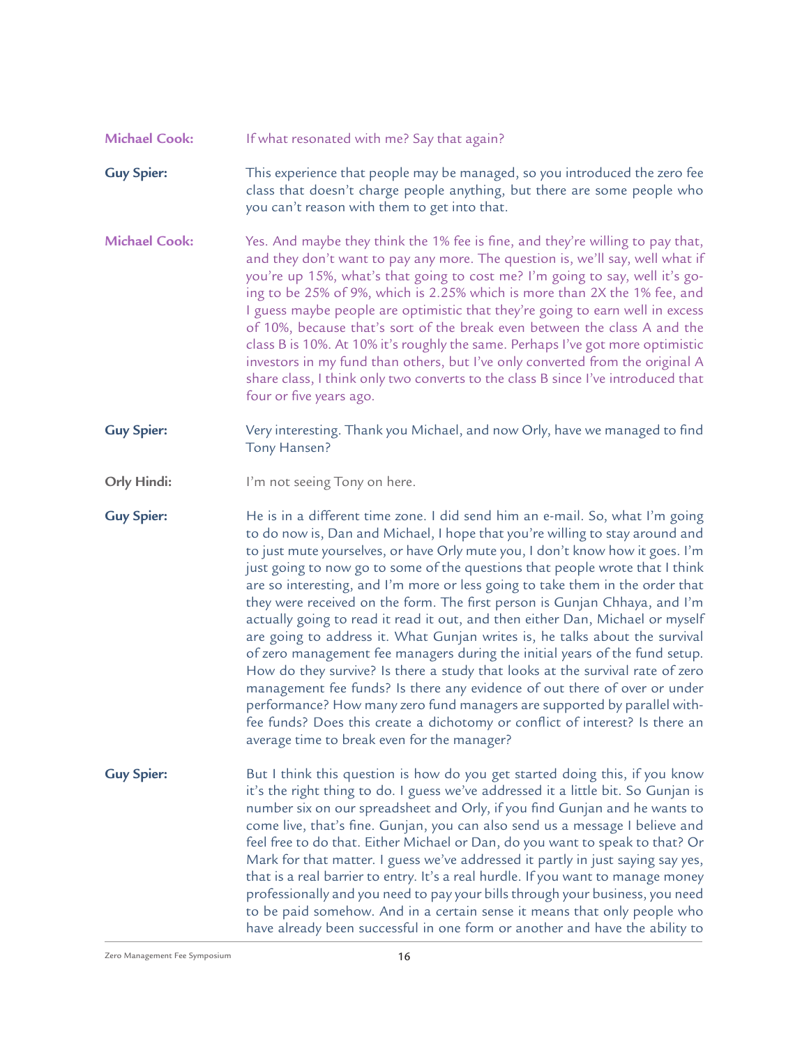**Michael Cook:** If what resonated with me? Say that again?

**Guy Spier:** This experience that people may be managed, so you introduced the zero fee class that doesn't charge people anything, but there are some people who you can't reason with them to get into that.

**Michael Cook:** Yes. And maybe they think the 1% fee is fine, and they're willing to pay that, and they don't want to pay any more. The question is, we'll say, well what if you're up 15%, what's that going to cost me? I'm going to say, well it's going to be 25% of 9%, which is 2.25% which is more than 2X the 1% fee, and I guess maybe people are optimistic that they're going to earn well in excess of 10%, because that's sort of the break even between the class A and the class B is 10%. At 10% it's roughly the same. Perhaps I've got more optimistic investors in my fund than others, but I've only converted from the original A share class, I think only two converts to the class B since I've introduced that four or five years ago.

**Guy Spier:** Very interesting. Thank you Michael, and now Orly, have we managed to find Tony Hansen?

**Orly Hindi:** I'm not seeing Tony on here.

**Guy Spier:** He is in a different time zone. I did send him an e-mail. So, what I'm going to do now is, Dan and Michael, I hope that you're willing to stay around and to just mute yourselves, or have Orly mute you, I don't know how it goes. I'm just going to now go to some of the questions that people wrote that I think are so interesting, and I'm more or less going to take them in the order that they were received on the form. The first person is Gunjan Chhaya, and I'm actually going to read it read it out, and then either Dan, Michael or myself are going to address it. What Gunjan writes is, he talks about the survival of zero management fee managers during the initial years of the fund setup. How do they survive? Is there a study that looks at the survival rate of zero management fee funds? Is there any evidence of out there of over or under performance? How many zero fund managers are supported by parallel with-fee funds? Does this create a dichotomy or conflict of interest? Is there an average time to break even for the manager?

**Guy Spier:** But I think this question is how do you get started doing this, if you know it's the right thing to do. I guess we've addressed it a little bit. So Gunjan is number six on our spreadsheet and Orly, if you find Gunjan and he wants to come live, that's fine. Gunjan, you can also send us a message I believe and feel free to do that. Either Michael or Dan, do you want to speak to that? Or Mark for that matter. I guess we've addressed it partly in just saying say yes, that is a real barrier to entry. It's a real hurdle. If you want to manage money professionally and you need to pay your bills through your business, you need to be paid somehow. And in a certain sense it means that only people who have already been successful in one form or another and have the ability to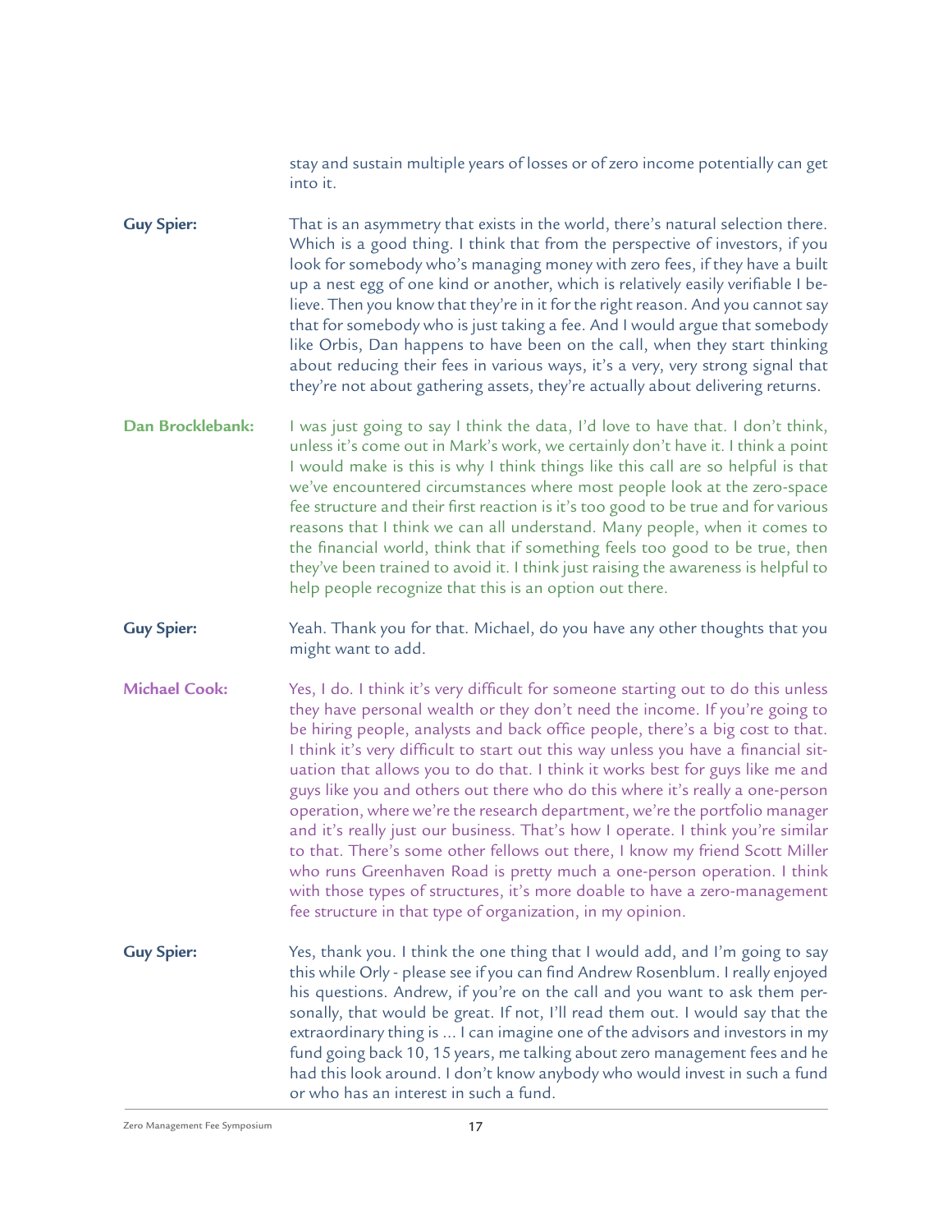stay and sustain multiple years of losses or of zero income potentially can get into it.

**Guy Spier:** That is an asymmetry that exists in the world, there's natural selection there. Which is a good thing. I think that from the perspective of investors, if you look for somebody who's managing money with zero fees, if they have a built up a nest egg of one kind or another, which is relatively easily verifiable I believe. Then you know that they're in it for the right reason. And you cannot say that for somebody who is just taking a fee. And I would argue that somebody like Orbis, Dan happens to have been on the call, when they start thinking about reducing their fees in various ways, it's a very, very strong signal that they're not about gathering assets, they're actually about delivering returns.

**Dan Brocklebank:** I was just going to say I think the data, I'd love to have that. I don't think, unless it's come out in Mark's work, we certainly don't have it. I think a point I would make is this is why I think things like this call are so helpful is that we've encountered circumstances where most people look at the zero-space fee structure and their first reaction is it's too good to be true and for various reasons that I think we can all understand. Many people, when it comes to the financial world, think that if something feels too good to be true, then they've been trained to avoid it. I think just raising the awareness is helpful to help people recognize that this is an option out there.

**Guy Spier:** Yeah. Thank you for that. Michael, do you have any other thoughts that you might want to add.

**Michael Cook:** Yes, I do. I think it's very difficult for someone starting out to do this unless they have personal wealth or they don't need the income. If you're going to be hiring people, analysts and back office people, there's a big cost to that. I think it's very difficult to start out this way unless you have a financial situation that allows you to do that. I think it works best for guys like me and guys like you and others out there who do this where it's really a one-person operation, where we're the research department, we're the portfolio manager and it's really just our business. That's how I operate. I think you're similar to that. There's some other fellows out there, I know my friend Scott Miller who runs Greenhaven Road is pretty much a one-person operation. I think with those types of structures, it's more doable to have a zero-management fee structure in that type of organization, in my opinion.

**Guy Spier:** Yes, thank you. I think the one thing that I would add, and I'm going to say this while Orly - please see if you can find Andrew Rosenblum. I really enjoyed his questions. Andrew, if you're on the call and you want to ask them personally, that would be great. If not, I'll read them out. I would say that the extraordinary thing is ... I can imagine one of the advisors and investors in my fund going back 10, 15 years, me talking about zero management fees and he had this look around. I don't know anybody who would invest in such a fund or who has an interest in such a fund.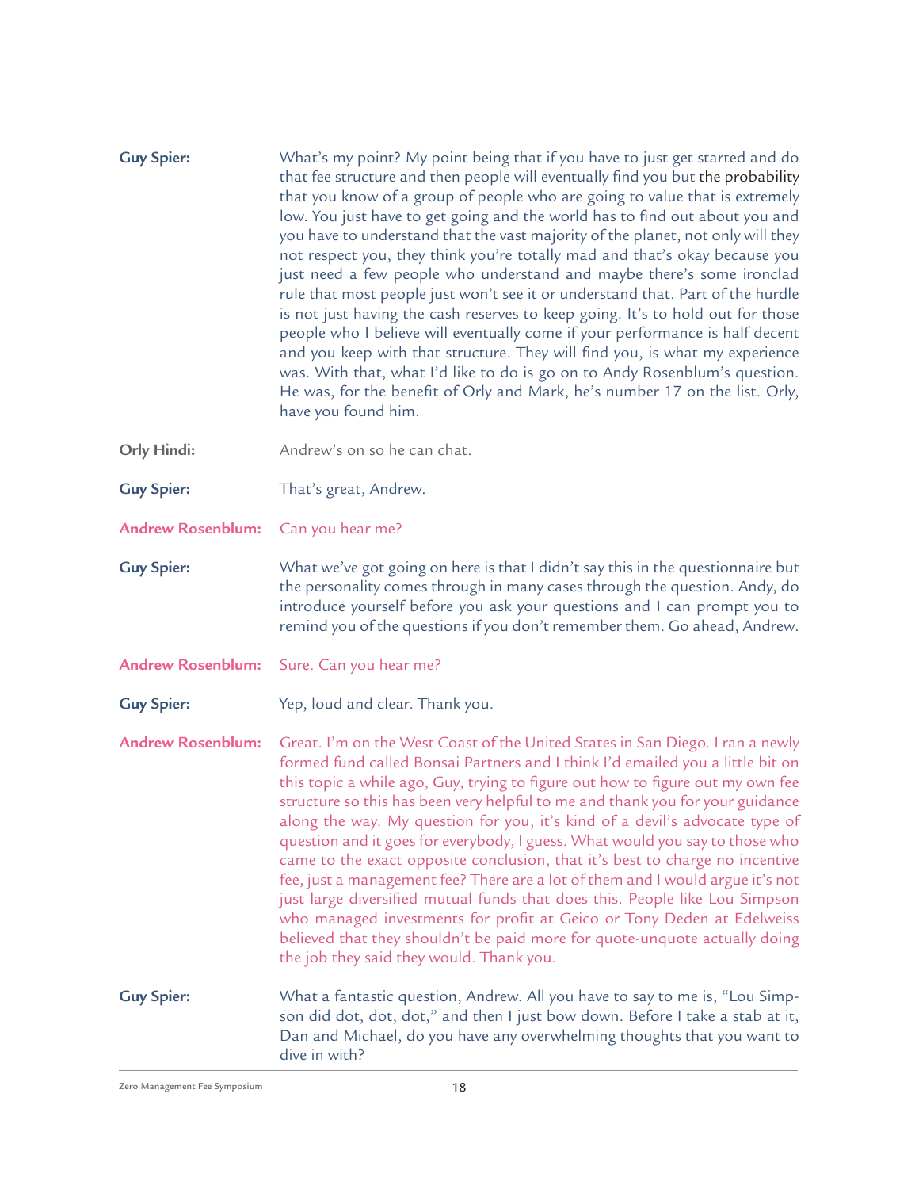**Guy Spier:** What's my point? My point being that if you have to just get started and do that fee structure and then people will eventually find you but the probability that you know of a group of people who are going to value that is extremely low. You just have to get going and the world has to find out about you and you have to understand that the vast majority of the planet, not only will they not respect you, they think you're totally mad and that's okay because you just need a few people who understand and maybe there's some ironclad rule that most people just won't see it or understand that. Part of the hurdle is not just having the cash reserves to keep going. It's to hold out for those people who I believe will eventually come if your performance is half decent and you keep with that structure. They will find you, is what my experience was. With that, what I'd like to do is go on to Andy Rosenblum's question. He was, for the benefit of Orly and Mark, he's number 17 on the list. Orly, have you found him.

**Orly Hindi:** Andrew's on so he can chat.

**Guy Spier:** That's great, Andrew.

**Andrew Rosenblum:** Can you hear me?

**Guy Spier:** What we've got going on here is that I didn't say this in the questionnaire but the personality comes through in many cases through the question. Andy, do introduce yourself before you ask your questions and I can prompt you to remind you of the questions if you don't remember them. Go ahead, Andrew.

**Andrew Rosenblum:** Sure. Can you hear me?

**Guy Spier:** Yep, loud and clear. Thank you.

**Andrew Rosenblum:** Great. I'm on the West Coast of the United States in San Diego. I ran a newly formed fund called Bonsai Partners and I think I'd emailed you a little bit on this topic a while ago, Guy, trying to figure out how to figure out my own fee structure so this has been very helpful to me and thank you for your guidance along the way. My question for you, it's kind of a devil's advocate type of question and it goes for everybody, I guess. What would you say to those who came to the exact opposite conclusion, that it's best to charge no incentive fee, just a management fee? There are a lot of them and I would argue it's not just large diversified mutual funds that does this. People like Lou Simpson who managed investments for profit at Geico or Tony Deden at Edelweiss believed that they shouldn't be paid more for quote-unquote actually doing the job they said they would. Thank you.

**Guy Spier:** What a fantastic question, Andrew. All you have to say to me is, "Lou Simpson did dot, dot, dot," and then I just bow down. Before I take a stab at it, Dan and Michael, do you have any overwhelming thoughts that you want to dive in with?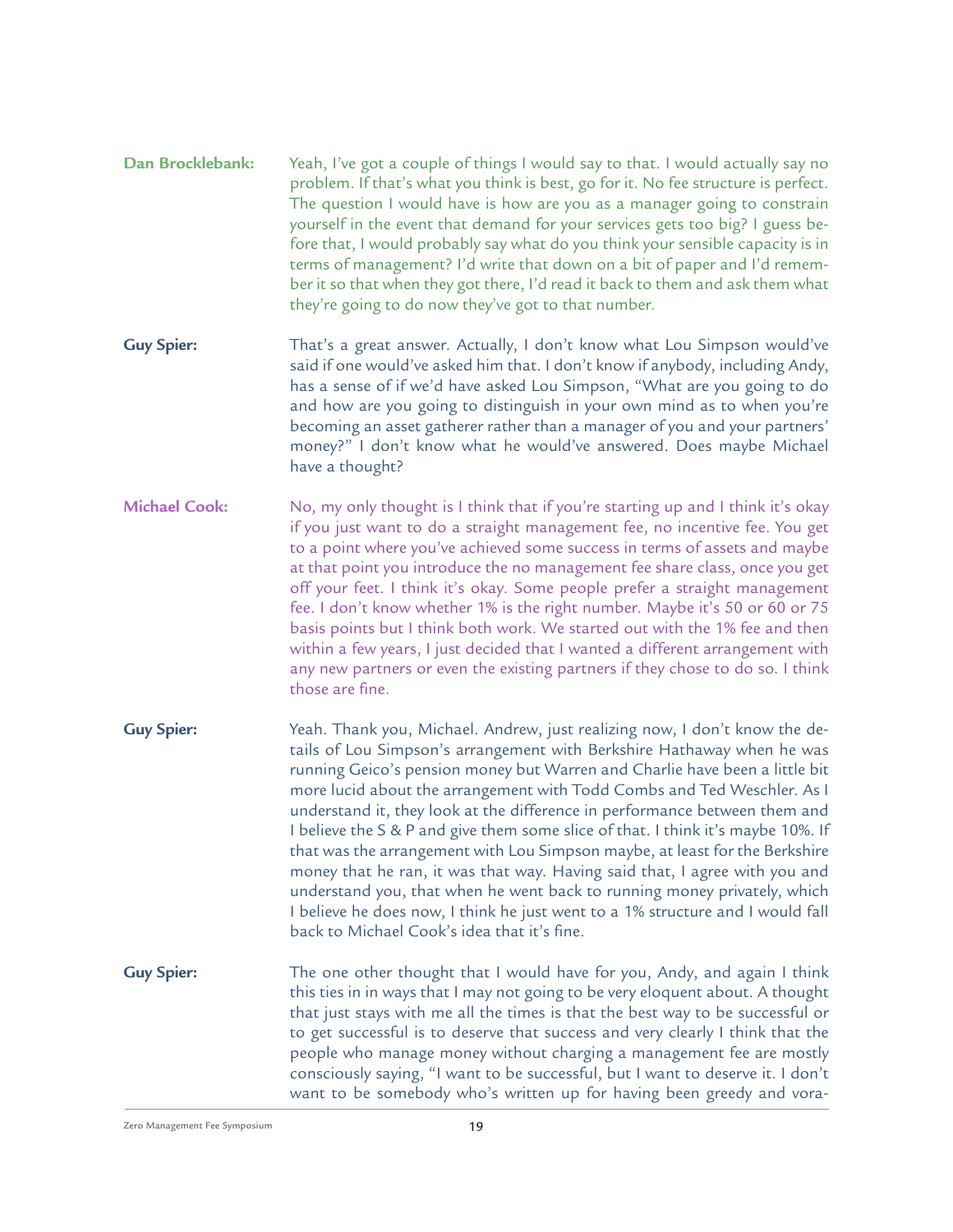**Dan Brocklebank:** Yeah, I've got a couple of things I would say to that. I would actually say no problem. If that's what you think is best, go for it. No fee structure is perfect. The question I would have is how are you as a manager going to constrain yourself in the event that demand for your services gets too big? I guess before that, I would probably say what do you think your sensible capacity is in terms of management? I'd write that down on a bit of paper and I'd remember it so that when they got there, I'd read it back to them and ask them what they're going to do now they've got to that number.

**Guy Spier:** That's a great answer. Actually, I don't know what Lou Simpson would've said if one would've asked him that. I don't know if anybody, including Andy, has a sense of if we'd have asked Lou Simpson, "What are you going to do and how are you going to distinguish in your own mind as to when you're becoming an asset gatherer rather than a manager of you and your partners' money?" I don't know what he would've answered. Does maybe Michael have a thought?

**Michael Cook:** No, my only thought is I think that if you're starting up and I think it's okay if you just want to do a straight management fee, no incentive fee. You get to a point where you've achieved some success in terms of assets and maybe at that point you introduce the no management fee share class, once you get off your feet. I think it's okay. Some people prefer a straight management fee. I don't know whether 1% is the right number. Maybe it's 50 or 60 or 75 basis points but I think both work. We started out with the 1% fee and then within a few years, I just decided that I wanted a different arrangement with any new partners or even the existing partners if they chose to do so. I think those are fine.

**Guy Spier:** Yeah. Thank you, Michael. Andrew, just realizing now, I don't know the details of Lou Simpson's arrangement with Berkshire Hathaway when he was running Geico's pension money but Warren and Charlie have been a little bit more lucid about the arrangement with Todd Combs and Ted Weschler. As I understand it, they look at the difference in performance between them and I believe the S & P and give them some slice of that. I think it's maybe 10%. If that was the arrangement with Lou Simpson maybe, at least for the Berkshire money that he ran, it was that way. Having said that, I agree with you and understand you, that when he went back to running money privately, which I believe he does now, I think he just went to a 1% structure and I would fall back to Michael Cook's idea that it's fine.

**Guy Spier:** The one other thought that I would have for you, Andy, and again I think this ties in in ways that I may not going to be very eloquent about. A thought that just stays with me all the times is that the best way to be successful or to get successful is to deserve that success and very clearly I think that the people who manage money without charging a management fee are mostly consciously saying, "I want to be successful, but I want to deserve it. I don't want to be somebody who's written up for having been greedy and vora-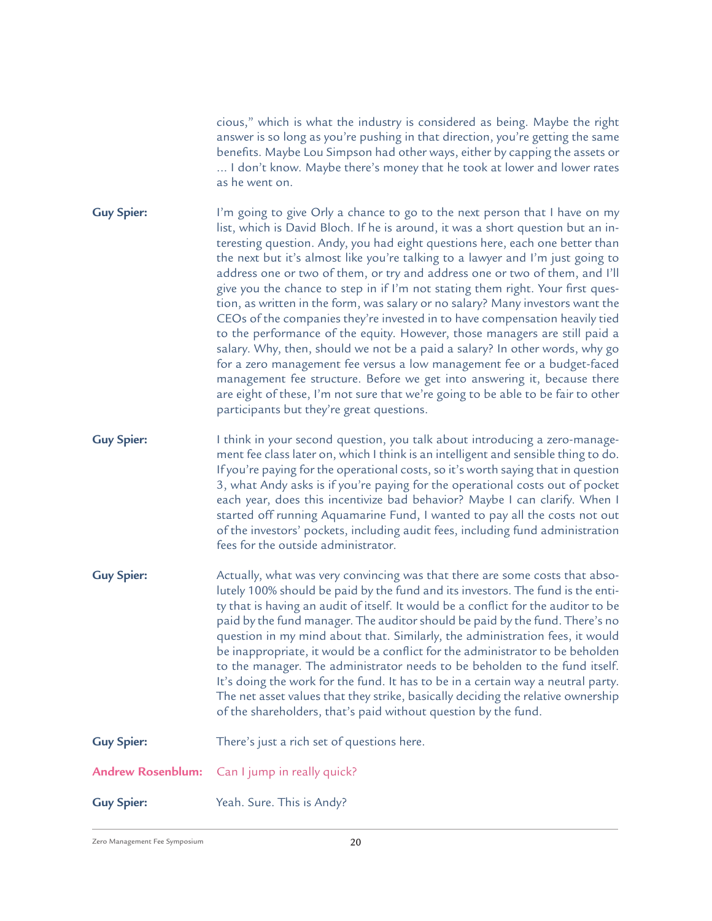cious," which is what the industry is considered as being. Maybe the right answer is so long as you're pushing in that direction, you're getting the same benefits. Maybe Lou Simpson had other ways, either by capping the assets or ... I don't know. Maybe there's money that he took at lower and lower rates as he went on.

**Guy Spier:** I'm going to give Orly a chance to go to the next person that I have on my list, which is David Bloch. If he is around, it was a short question but an interesting question. Andy, you had eight questions here, each one better than the next but it's almost like you're talking to a lawyer and I'm just going to address one or two of them, or try and address one or two of them, and I'll give you the chance to step in if I'm not stating them right. Your first question, as written in the form, was salary or no salary? Many investors want the CEOs of the companies they're invested in to have compensation heavily tied to the performance of the equity. However, those managers are still paid a salary. Why, then, should we not be a paid a salary? In other words, why go for a zero management fee versus a low management fee or a budget-faced management fee structure. Before we get into answering it, because there are eight of these, I'm not sure that we're going to be able to be fair to other participants but they're great questions.

**Guy Spier:** I think in your second question, you talk about introducing a zero-management fee class later on, which I think is an intelligent and sensible thing to do. If you're paying for the operational costs, so it's worth saying that in question 3, what Andy asks is if you're paying for the operational costs out of pocket each year, does this incentivize bad behavior? Maybe I can clarify. When I started off running Aquamarine Fund, I wanted to pay all the costs not out of the investors' pockets, including audit fees, including fund administration fees for the outside administrator.

**Guy Spier:** Actually, what was very convincing was that there are some costs that absolutely 100% should be paid by the fund and its investors. The fund is the entity that is having an audit of itself. It would be a conflict for the auditor to be paid by the fund manager. The auditor should be paid by the fund. There's no question in my mind about that. Similarly, the administration fees, it would be inappropriate, it would be a conflict for the administrator to be beholden to the manager. The administrator needs to be beholden to the fund itself. It's doing the work for the fund. It has to be in a certain way a neutral party. The net asset values that they strike, basically deciding the relative ownership of the shareholders, that's paid without question by the fund.

**Guy Spier:** There's just a rich set of questions here.

**Andrew Rosenblum:** Can I jump in really quick?

**Guy Spier:** Yeah. Sure. This is Andy?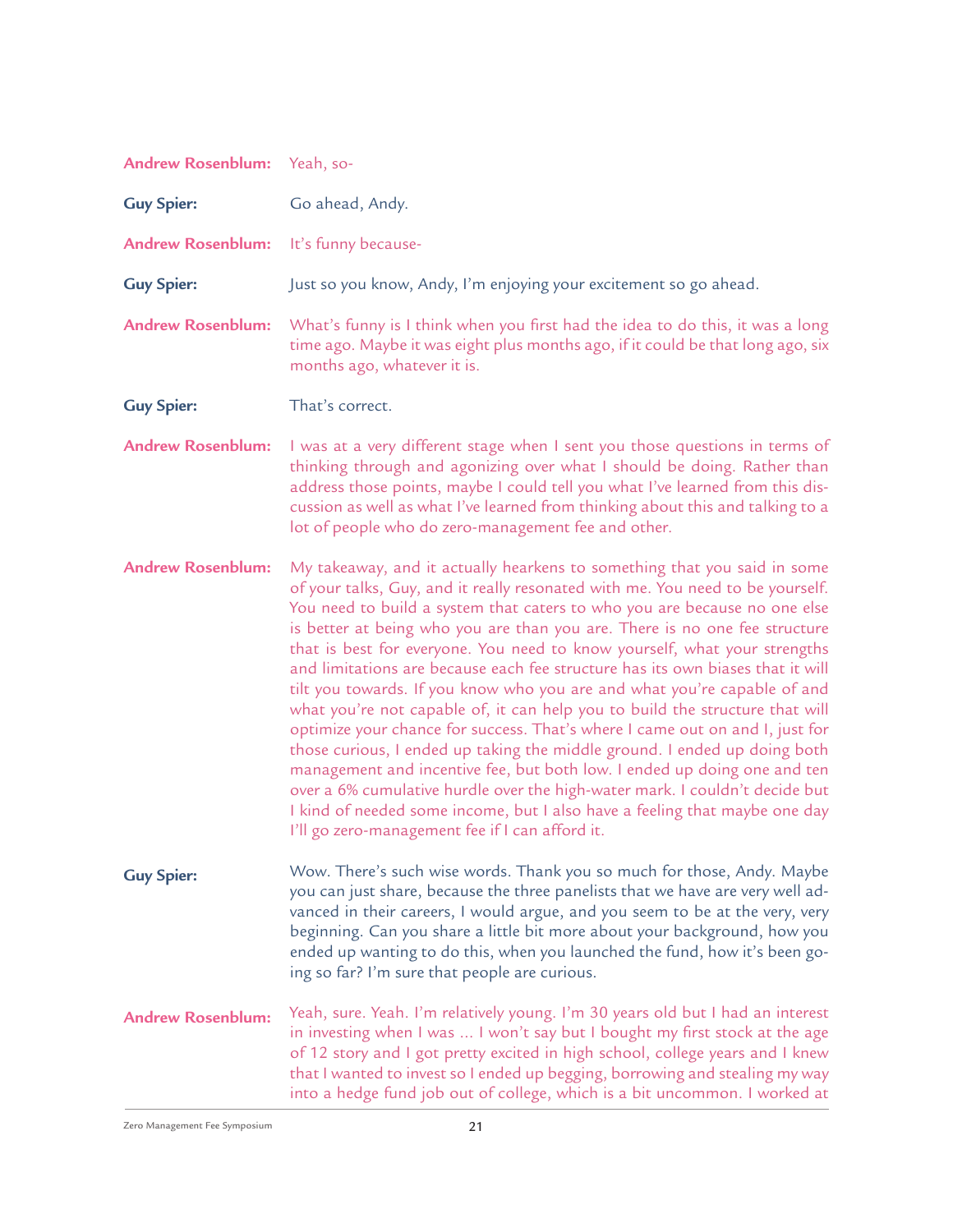**Andrew Rosenblum:** Yeah, so-

**Guy Spier:** Go ahead, Andy.

**Andrew Rosenblum:** It's funny because-

**Guy Spier:** Just so you know, Andy, I'm enjoying your excitement so go ahead.

**Andrew Rosenblum:** What's funny is I think when you first had the idea to do this, it was a long time ago. Maybe it was eight plus months ago, if it could be that long ago, six months ago, whatever it is.

**Guy Spier:** That's correct.

**Andrew Rosenblum:** I was at a very different stage when I sent you those questions in terms of thinking through and agonizing over what I should be doing. Rather than address those points, maybe I could tell you what I've learned from this discussion as well as what I've learned from thinking about this and talking to a lot of people who do zero-management fee and other.

**Andrew Rosenblum:** My takeaway, and it actually hearkens to something that you said in some of your talks, Guy, and it really resonated with me. You need to be yourself. You need to build a system that caters to who you are because no one else is better at being who you are than you are. There is no one fee structure that is best for everyone. You need to know yourself, what your strengths and limitations are because each fee structure has its own biases that it will tilt you towards. If you know who you are and what you're capable of and what you're not capable of, it can help you to build the structure that will optimize your chance for success. That's where I came out on and I, just for those curious, I ended up taking the middle ground. I ended up doing both management and incentive fee, but both low. I ended up doing one and ten over a 6% cumulative hurdle over the high-water mark. I couldn't decide but I kind of needed some income, but I also have a feeling that maybe one day I'll go zero-management fee if I can afford it.

**Guy Spier:** Wow. There's such wise words. Thank you so much for those, Andy. Maybe you can just share, because the three panelists that we have are very well advanced in their careers, I would argue, and you seem to be at the very, very beginning. Can you share a little bit more about your background, how you ended up wanting to do this, when you launched the fund, how it's been going so far? I'm sure that people are curious.

**Andrew Rosenblum:** Yeah, sure. Yeah. I'm relatively young. I'm 30 years old but I had an interest in investing when I was ... I won't say but I bought my first stock at the age of 12 story and I got pretty excited in high school, college years and I knew that I wanted to invest so I ended up begging, borrowing and stealing my way into a hedge fund job out of college, which is a bit uncommon. I worked at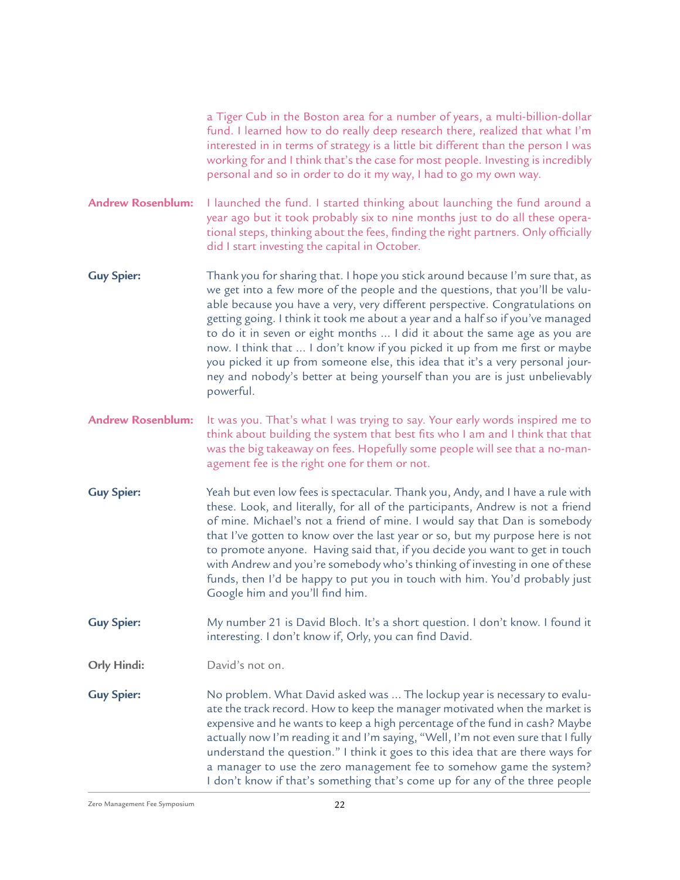a Tiger Cub in the Boston area for a number of years, a multi-billion-dollar fund. I learned how to do really deep research there, realized that what I'm interested in in terms of strategy is a little bit different than the person I was working for and I think that's the case for most people. Investing is incredibly personal and so in order to do it my way, I had to go my own way.

**Andrew Rosenblum:** I launched the fund. I started thinking about launching the fund around a year ago but it took probably six to nine months just to do all these operational steps, thinking about the fees, finding the right partners. Only officially did I start investing the capital in October.

**Guy Spier:** Thank you for sharing that. I hope you stick around because I'm sure that, as we get into a few more of the people and the questions, that you'll be valuable because you have a very, very different perspective. Congratulations on getting going. I think it took me about a year and a half so if you've managed to do it in seven or eight months ... I did it about the same age as you are now. I think that ... I don't know if you picked it up from me first or maybe you picked it up from someone else, this idea that it's a very personal journey and nobody's better at being yourself than you are is just unbelievably powerful.

**Andrew Rosenblum:** It was you. That's what I was trying to say. Your early words inspired me to think about building the system that best fits who I am and I think that that was the big takeaway on fees. Hopefully some people will see that a no-management fee is the right one for them or not.

**Guy Spier:** Yeah but even low fees is spectacular. Thank you, Andy, and I have a rule with these. Look, and literally, for all of the participants, Andrew is not a friend of mine. Michael's not a friend of mine. I would say that Dan is somebody that I've gotten to know over the last year or so, but my purpose here is not to promote anyone. Having said that, if you decide you want to get in touch with Andrew and you're somebody who's thinking of investing in one of these funds, then I'd be happy to put you in touch with him. You'd probably just Google him and you'll find him.

**Guy Spier:** My number 21 is David Bloch. It's a short question. I don't know. I found it interesting. I don't know if, Orly, you can find David.

**Orly Hindi:** David's not on.

**Guy Spier:** No problem. What David asked was ... The lockup year is necessary to evaluate the track record. How to keep the manager motivated when the market is expensive and he wants to keep a high percentage of the fund in cash? Maybe actually now I'm reading it and I'm saying, "Well, I'm not even sure that I fully understand the question." I think it goes to this idea that are there ways for a manager to use the zero management fee to somehow game the system? I don't know if that's something that's come up for any of the three people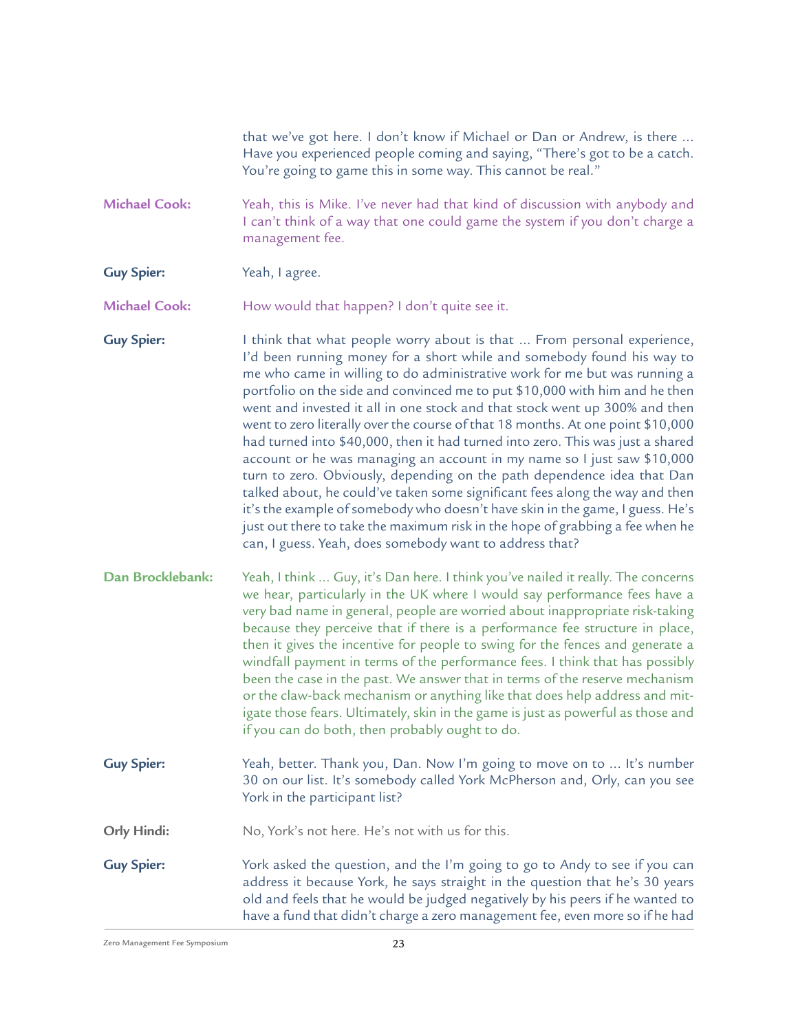that we've got here. I don't know if Michael or Dan or Andrew, is there ... Have you experienced people coming and saying, "There's got to be a catch. You're going to game this in some way. This cannot be real."

**Michael Cook:** Yeah, this is Mike. I've never had that kind of discussion with anybody and I can't think of a way that one could game the system if you don't charge a management fee.

**Guy Spier:** Yeah, I agree.

**Michael Cook:** How would that happen? I don't quite see it.

**Guy Spier:** I think that what people worry about is that ... From personal experience, I'd been running money for a short while and somebody found his way to me who came in willing to do administrative work for me but was running a portfolio on the side and convinced me to put $10,000 with him and he then went and invested it all in one stock and that stock went up 300% and then went to zero literally over the course of that 18 months. At one point $10,000 had turned into $40,000, then it had turned into zero. This was just a shared account or he was managing an account in my name so I just saw $10,000 turn to zero. Obviously, depending on the path dependence idea that Dan talked about, he could've taken some significant fees along the way and then it's the example of somebody who doesn't have skin in the game, I guess. He's just out there to take the maximum risk in the hope of grabbing a fee when he can, I guess. Yeah, does somebody want to address that?

**Dan Brocklebank:** Yeah, I think ... Guy, it's Dan here. I think you've nailed it really. The concerns we hear, particularly in the UK where I would say performance fees have a very bad name in general, people are worried about inappropriate risk-taking because they perceive that if there is a performance fee structure in place, then it gives the incentive for people to swing for the fences and generate a windfall payment in terms of the performance fees. I think that has possibly been the case in the past. We answer that in terms of the reserve mechanism or the claw-back mechanism or anything like that does help address and mitigate those fears. Ultimately, skin in the game is just as powerful as those and if you can do both, then probably ought to do.

**Guy Spier:** Yeah, better. Thank you, Dan. Now I'm going to move on to ... It's number 30 on our list. It's somebody called York McPherson and, Orly, can you see York in the participant list?

**Orly Hindi:** No, York's not here. He's not with us for this.

**Guy Spier:** York asked the question, and the I'm going to go to Andy to see if you can address it because York, he says straight in the question that he's 30 years old and feels that he would be judged negatively by his peers if he wanted to have a fund that didn't charge a zero management fee, even more so if he had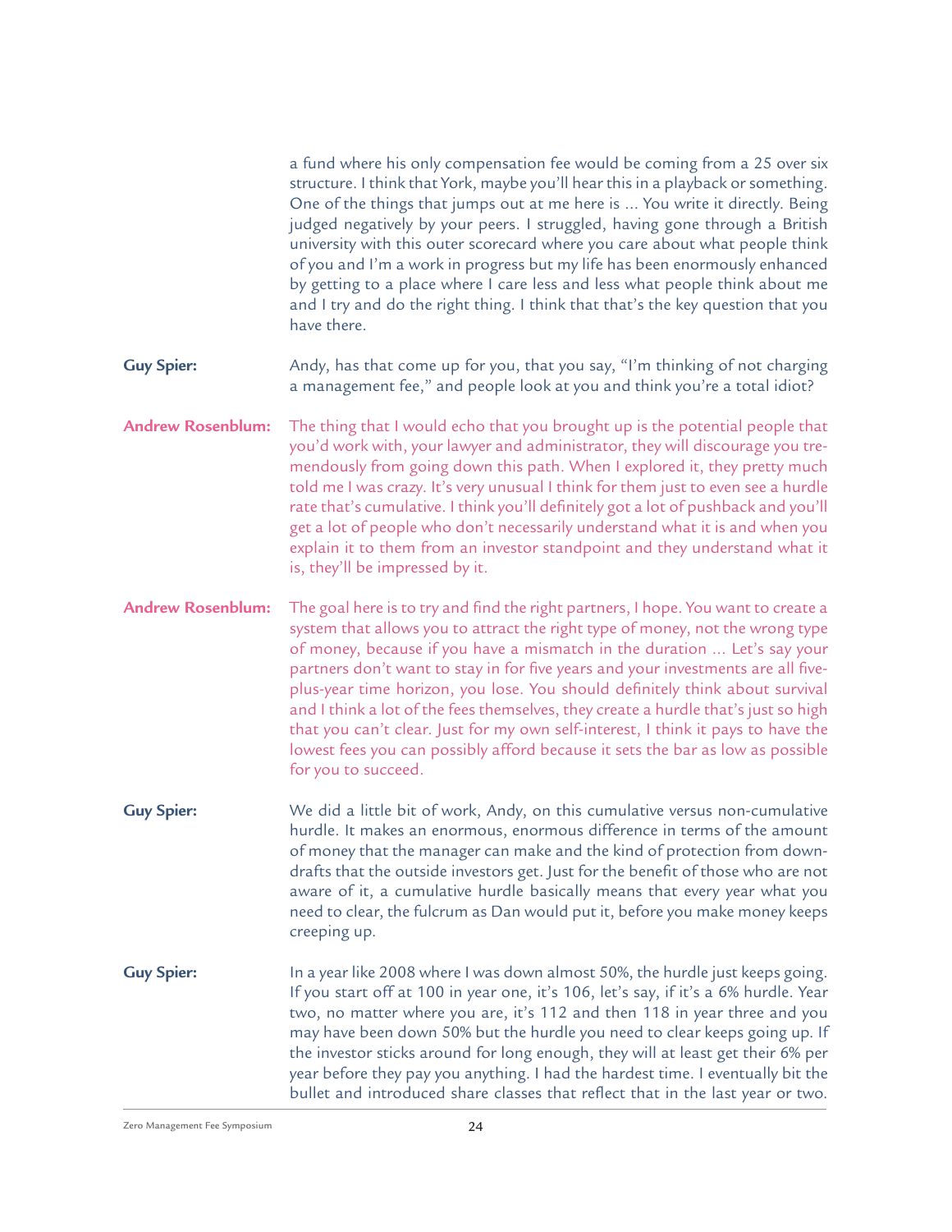a fund where his only compensation fee would be coming from a 25 over six structure. I think that York, maybe you'll hear this in a playback or something. One of the things that jumps out at me here is ... You write it directly. Being judged negatively by your peers. I struggled, having gone through a British university with this outer scorecard where you care about what people think of you and I'm a work in progress but my life has been enormously enhanced by getting to a place where I care less and less what people think about me and I try and do the right thing. I think that that's the key question that you have there.

**Guy Spier:** Andy, has that come up for you, that you say, "I'm thinking of not charging a management fee," and people look at you and think you're a total idiot?

**Andrew Rosenblum:** The thing that I would echo that you brought up is the potential people that you'd work with, your lawyer and administrator, they will discourage you tremendously from going down this path. When I explored it, they pretty much told me I was crazy. It's very unusual I think for them just to even see a hurdle rate that's cumulative. I think you'll definitely got a lot of pushback and you'll get a lot of people who don't necessarily understand what it is and when you explain it to them from an investor standpoint and they understand what it is, they'll be impressed by it.

**Andrew Rosenblum:** The goal here is to try and find the right partners, I hope. You want to create a system that allows you to attract the right type of money, not the wrong type of money, because if you have a mismatch in the duration ... Let's say your partners don't want to stay in for five years and your investments are all five-plus-year time horizon, you lose. You should definitely think about survival and I think a lot of the fees themselves, they create a hurdle that's just so high that you can't clear. Just for my own self-interest, I think it pays to have the lowest fees you can possibly afford because it sets the bar as low as possible for you to succeed.

**Guy Spier:** We did a little bit of work, Andy, on this cumulative versus non-cumulative hurdle. It makes an enormous, enormous difference in terms of the amount of money that the manager can make and the kind of protection from downdrafts that the outside investors get. Just for the benefit of those who are not aware of it, a cumulative hurdle basically means that every year what you need to clear, the fulcrum as Dan would put it, before you make money keeps creeping up.

**Guy Spier:** In a year like 2008 where I was down almost 50%, the hurdle just keeps going. If you start off at 100 in year one, it's 106, let's say, if it's a 6% hurdle. Year two, no matter where you are, it's 112 and then 118 in year three and you may have been down 50% but the hurdle you need to clear keeps going up. If the investor sticks around for long enough, they will at least get their 6% per year before they pay you anything. I had the hardest time. I eventually bit the bullet and introduced share classes that reflect that in the last year or two.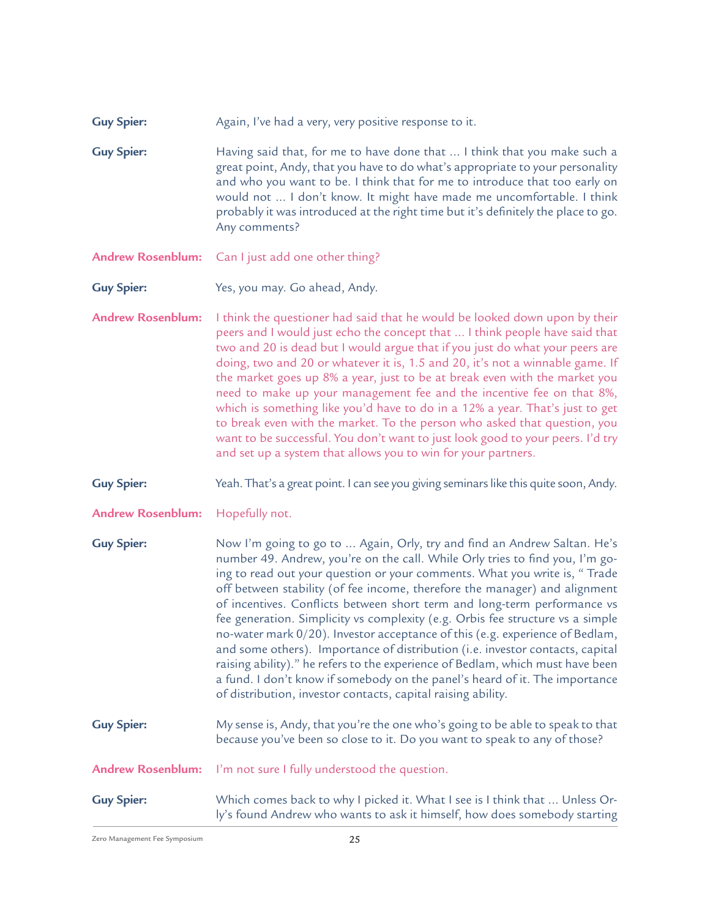**Guy Spier:** Again, I've had a very, very positive response to it.

**Guy Spier:** Having said that, for me to have done that ... I think that you make such a great point, Andy, that you have to do what's appropriate to your personality and who you want to be. I think that for me to introduce that too early on would not ... I don't know. It might have made me uncomfortable. I think probably it was introduced at the right time but it's definitely the place to go. Any comments?

**Andrew Rosenblum:** Can I just add one other thing?

**Guy Spier:** Yes, you may. Go ahead, Andy.

**Andrew Rosenblum:** I think the questioner had said that he would be looked down upon by their peers and I would just echo the concept that ... I think people have said that two and 20 is dead but I would argue that if you just do what your peers are doing, two and 20 or whatever it is, 1.5 and 20, it's not a winnable game. If the market goes up 8% a year, just to be at break even with the market you need to make up your management fee and the incentive fee on that 8%, which is something like you'd have to do in a 12% a year. That's just to get to break even with the market. To the person who asked that question, you want to be successful. You don't want to just look good to your peers. I'd try and set up a system that allows you to win for your partners.

**Guy Spier:** Yeah. That's a great point. I can see you giving seminars like this quite soon, Andy.

**Andrew Rosenblum:** Hopefully not.

**Guy Spier:** Now I'm going to go to ... Again, Orly, try and find an Andrew Saltan. He's number 49. Andrew, you're on the call. While Orly tries to find you, I'm going to read out your question or your comments. What you write is, " Trade off between stability (of fee income, therefore the manager) and alignment of incentives. Conflicts between short term and long-term performance vs fee generation. Simplicity vs complexity (e.g. Orbis fee structure vs a simple no-water mark 0/20). Investor acceptance of this (e.g. experience of Bedlam, and some others). Importance of distribution (i.e. investor contacts, capital raising ability)." he refers to the experience of Bedlam, which must have been a fund. I don't know if somebody on the panel's heard of it. The importance of distribution, investor contacts, capital raising ability.

**Guy Spier:** My sense is, Andy, that you're the one who's going to be able to speak to that because you've been so close to it. Do you want to speak to any of those?

**Andrew Rosenblum:** I'm not sure I fully understood the question.

**Guy Spier:** Which comes back to why I picked it. What I see is I think that ... Unless Orly's found Andrew who wants to ask it himself, how does somebody starting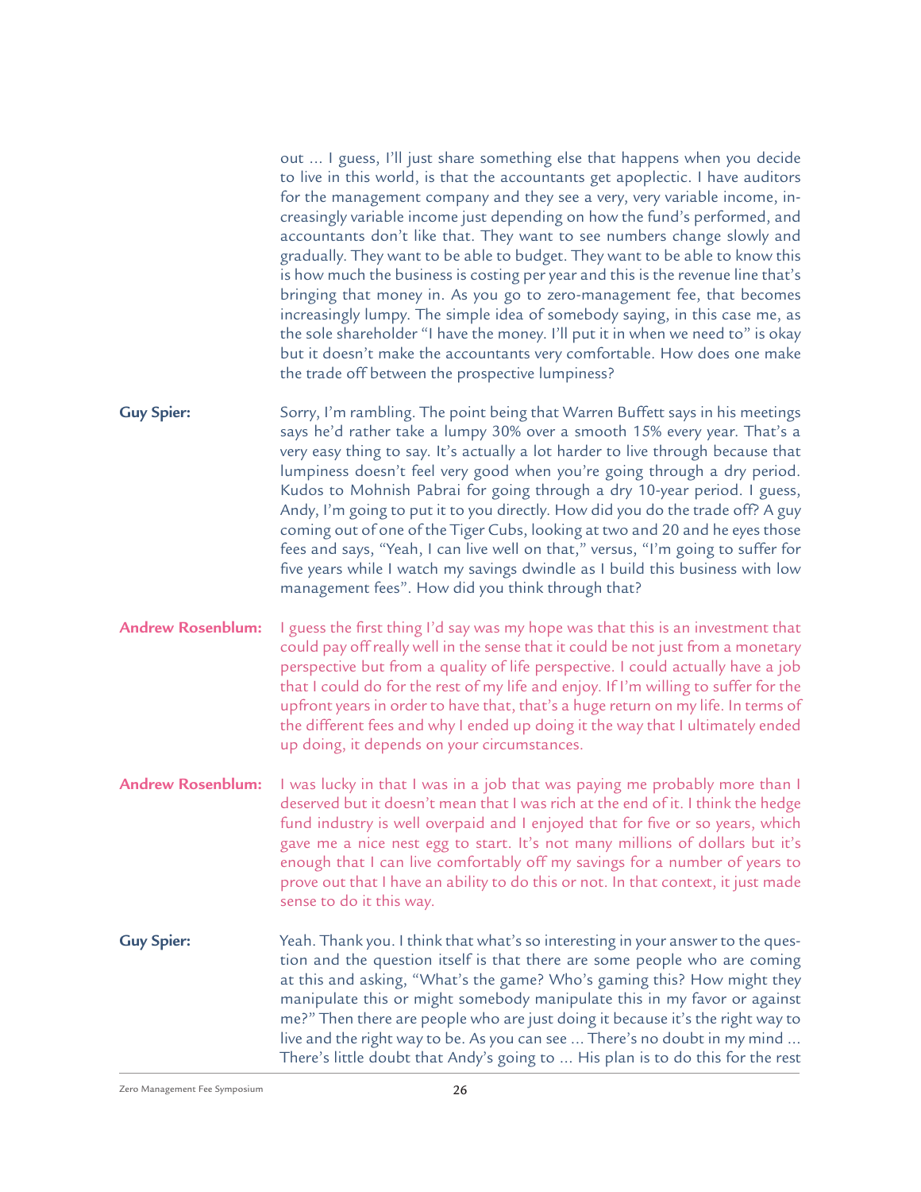out ... I guess, I'll just share something else that happens when you decide to live in this world, is that the accountants get apoplectic. I have auditors for the management company and they see a very, very variable income, increasingly variable income just depending on how the fund's performed, and accountants don't like that. They want to see numbers change slowly and gradually. They want to be able to budget. They want to be able to know this is how much the business is costing per year and this is the revenue line that's bringing that money in. As you go to zero-management fee, that becomes increasingly lumpy. The simple idea of somebody saying, in this case me, as the sole shareholder "I have the money. I'll put it in when we need to" is okay but it doesn't make the accountants very comfortable. How does one make the trade off between the prospective lumpiness?

**Guy Spier:** Sorry, I'm rambling. The point being that Warren Buffett says in his meetings says he'd rather take a lumpy 30% over a smooth 15% every year. That's a very easy thing to say. It's actually a lot harder to live through because that lumpiness doesn't feel very good when you're going through a dry period. Kudos to Mohnish Pabrai for going through a dry 10-year period. I guess, Andy, I'm going to put it to you directly. How did you do the trade off? A guy coming out of one of the Tiger Cubs, looking at two and 20 and he eyes those fees and says, "Yeah, I can live well on that," versus, "I'm going to suffer for five years while I watch my savings dwindle as I build this business with low management fees". How did you think through that?

**Andrew Rosenblum:** I guess the first thing I'd say was my hope was that this is an investment that could pay off really well in the sense that it could be not just from a monetary perspective but from a quality of life perspective. I could actually have a job that I could do for the rest of my life and enjoy. If I'm willing to suffer for the upfront years in order to have that, that's a huge return on my life. In terms of the different fees and why I ended up doing it the way that I ultimately ended up doing, it depends on your circumstances.

**Andrew Rosenblum:** I was lucky in that I was in a job that was paying me probably more than I deserved but it doesn't mean that I was rich at the end of it. I think the hedge fund industry is well overpaid and I enjoyed that for five or so years, which gave me a nice nest egg to start. It's not many millions of dollars but it's enough that I can live comfortably off my savings for a number of years to prove out that I have an ability to do this or not. In that context, it just made sense to do it this way.

**Guy Spier:** Yeah. Thank you. I think that what's so interesting in your answer to the question and the question itself is that there are some people who are coming at this and asking, "What's the game? Who's gaming this? How might they manipulate this or might somebody manipulate this in my favor or against me?" Then there are people who are just doing it because it's the right way to live and the right way to be. As you can see ... There's no doubt in my mind ... There's little doubt that Andy's going to ... His plan is to do this for the rest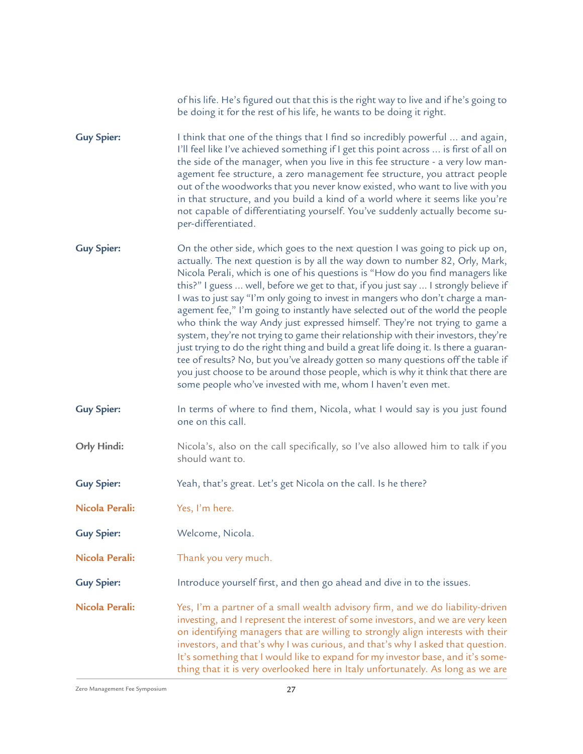of his life. He's figured out that this is the right way to live and if he's going to be doing it for the rest of his life, he wants to be doing it right.

**Guy Spier:** I think that one of the things that I find so incredibly powerful ... and again, I'll feel like I've achieved something if I get this point across ... is first of all on the side of the manager, when you live in this fee structure - a very low management fee structure, a zero management fee structure, you attract people out of the woodworks that you never know existed, who want to live with you in that structure, and you build a kind of a world where it seems like you're not capable of differentiating yourself. You've suddenly actually become super-differentiated.

**Guy Spier:** On the other side, which goes to the next question I was going to pick up on, actually. The next question is by all the way down to number 82, Orly, Mark, Nicola Perali, which is one of his questions is "How do you find managers like this?" I guess ... well, before we get to that, if you just say ... I strongly believe if I was to just say "I'm only going to invest in mangers who don't charge a management fee," I'm going to instantly have selected out of the world the people who think the way Andy just expressed himself. They're not trying to game a system, they're not trying to game their relationship with their investors, they're just trying to do the right thing and build a great life doing it. Is there a guarantee of results? No, but you've already gotten so many questions off the table if you just choose to be around those people, which is why it think that there are some people who've invested with me, whom I haven't even met.

**Guy Spier:** In terms of where to find them, Nicola, what I would say is you just found one on this call.

**Orly Hindi:** Nicola's, also on the call specifically, so I've also allowed him to talk if you should want to.

**Guy Spier:** Yeah, that's great. Let's get Nicola on the call. Is he there?

**Nicola Perali:** Yes, I'm here.

**Guy Spier:** Welcome, Nicola.

**Nicola Perali:** Thank you very much.

**Guy Spier:** Introduce yourself first, and then go ahead and dive in to the issues.

**Nicola Perali:** Yes, I'm a partner of a small wealth advisory firm, and we do liability-driven investing, and I represent the interest of some investors, and we are very keen on identifying managers that are willing to strongly align interests with their investors, and that's why I was curious, and that's why I asked that question. It's something that I would like to expand for my investor base, and it's something that it is very overlooked here in Italy unfortunately. As long as we are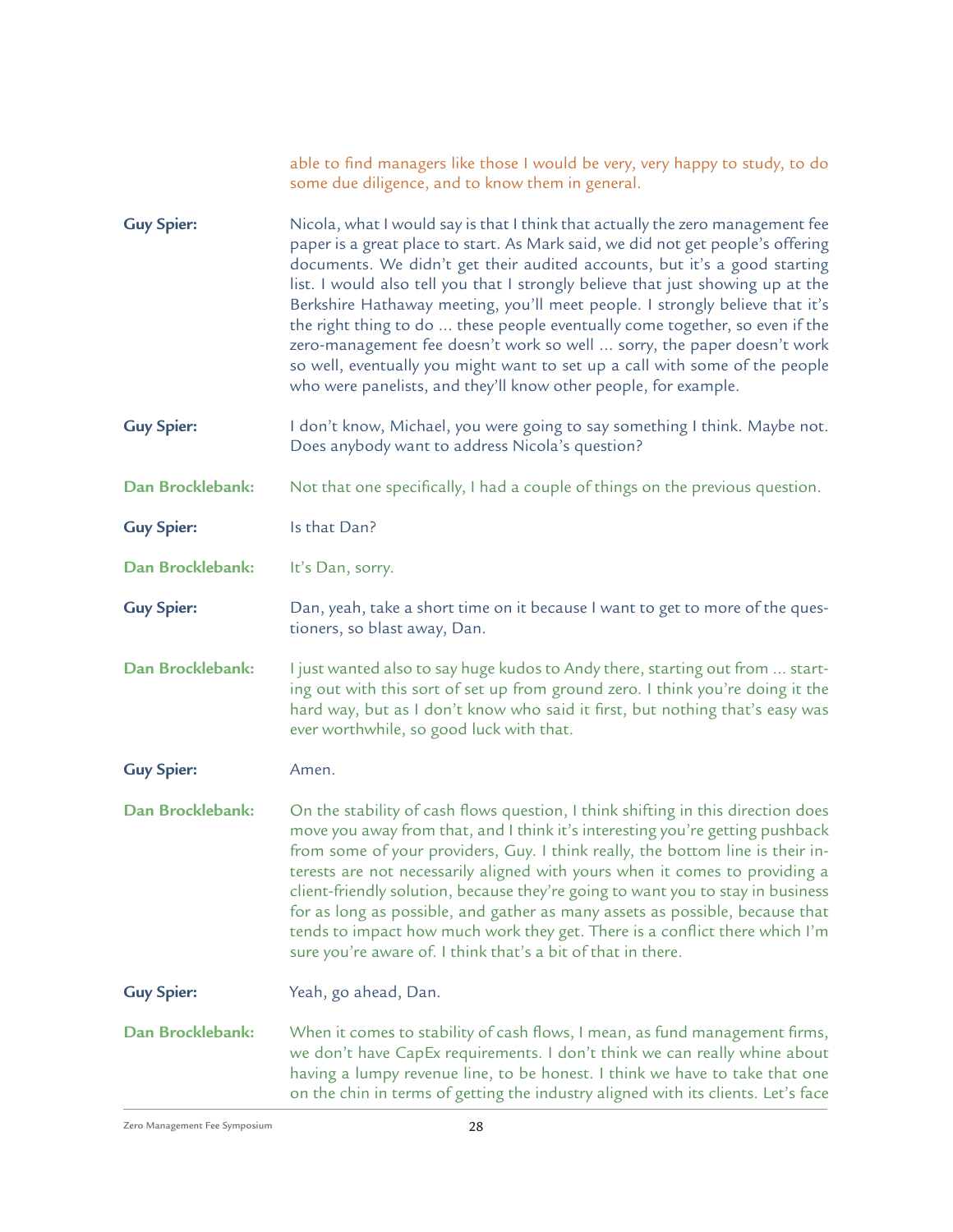able to find managers like those I would be very, very happy to study, to do some due diligence, and to know them in general.

**Guy Spier:** Nicola, what I would say is that I think that actually the zero management fee paper is a great place to start. As Mark said, we did not get people's offering documents. We didn't get their audited accounts, but it's a good starting list. I would also tell you that I strongly believe that just showing up at the Berkshire Hathaway meeting, you'll meet people. I strongly believe that it's the right thing to do ... these people eventually come together, so even if the zero-management fee doesn't work so well ... sorry, the paper doesn't work so well, eventually you might want to set up a call with some of the people who were panelists, and they'll know other people, for example.

**Guy Spier:** I don't know, Michael, you were going to say something I think. Maybe not. Does anybody want to address Nicola's question?

**Dan Brocklebank:** Not that one specifically, I had a couple of things on the previous question.

**Guy Spier:** Is that Dan?

**Dan Brocklebank:** It's Dan, sorry.

**Guy Spier:** Dan, yeah, take a short time on it because I want to get to more of the questioners, so blast away, Dan.

**Dan Brocklebank:** I just wanted also to say huge kudos to Andy there, starting out from ... starting out with this sort of set up from ground zero. I think you're doing it the hard way, but as I don't know who said it first, but nothing that's easy was ever worthwhile, so good luck with that.

**Guy Spier:** Amen.

**Dan Brocklebank:** On the stability of cash flows question, I think shifting in this direction does move you away from that, and I think it's interesting you're getting pushback from some of your providers, Guy. I think really, the bottom line is their interests are not necessarily aligned with yours when it comes to providing a client-friendly solution, because they're going to want you to stay in business for as long as possible, and gather as many assets as possible, because that tends to impact how much work they get. There is a conflict there which I'm sure you're aware of. I think that's a bit of that in there.

**Guy Spier:** Yeah, go ahead, Dan.

**Dan Brocklebank:** When it comes to stability of cash flows, I mean, as fund management firms, we don't have CapEx requirements. I don't think we can really whine about having a lumpy revenue line, to be honest. I think we have to take that one on the chin in terms of getting the industry aligned with its clients. Let's face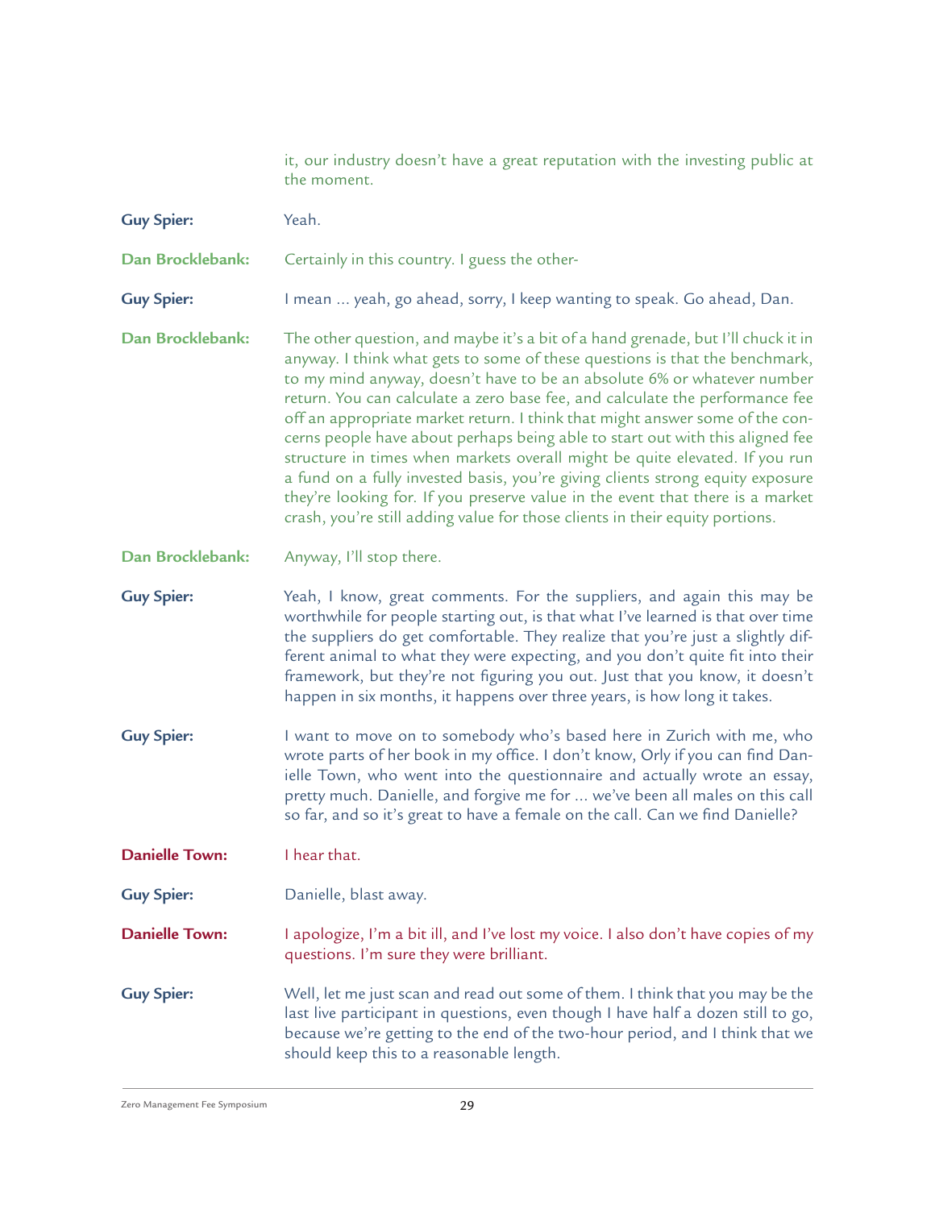it, our industry doesn't have a great reputation with the investing public at the moment.

**Guy Spier:** Yeah.

**Dan Brocklebank:** Certainly in this country. I guess the other-

**Guy Spier:** I mean ... yeah, go ahead, sorry, I keep wanting to speak. Go ahead, Dan.

**Dan Brocklebank:** The other question, and maybe it's a bit of a hand grenade, but I'll chuck it in anyway. I think what gets to some of these questions is that the benchmark, to my mind anyway, doesn't have to be an absolute 6% or whatever number return. You can calculate a zero base fee, and calculate the performance fee off an appropriate market return. I think that might answer some of the concerns people have about perhaps being able to start out with this aligned fee structure in times when markets overall might be quite elevated. If you run a fund on a fully invested basis, you're giving clients strong equity exposure they're looking for. If you preserve value in the event that there is a market crash, you're still adding value for those clients in their equity portions.

**Dan Brocklebank:** Anyway, I'll stop there.

**Guy Spier:** Yeah, I know, great comments. For the suppliers, and again this may be worthwhile for people starting out, is that what I've learned is that over time the suppliers do get comfortable. They realize that you're just a slightly different animal to what they were expecting, and you don't quite fit into their framework, but they're not figuring you out. Just that you know, it doesn't happen in six months, it happens over three years, is how long it takes.

**Guy Spier:** I want to move on to somebody who's based here in Zurich with me, who wrote parts of her book in my office. I don't know, Orly if you can find Danielle Town, who went into the questionnaire and actually wrote an essay, pretty much. Danielle, and forgive me for ... we've been all males on this call so far, and so it's great to have a female on the call. Can we find Danielle?

**Danielle Town:** I hear that.

**Guy Spier:** Danielle, blast away.

**Danielle Town:** I apologize, I'm a bit ill, and I've lost my voice. I also don't have copies of my questions. I'm sure they were brilliant.

**Guy Spier:** Well, let me just scan and read out some of them. I think that you may be the last live participant in questions, even though I have half a dozen still to go, because we're getting to the end of the two-hour period, and I think that we should keep this to a reasonable length.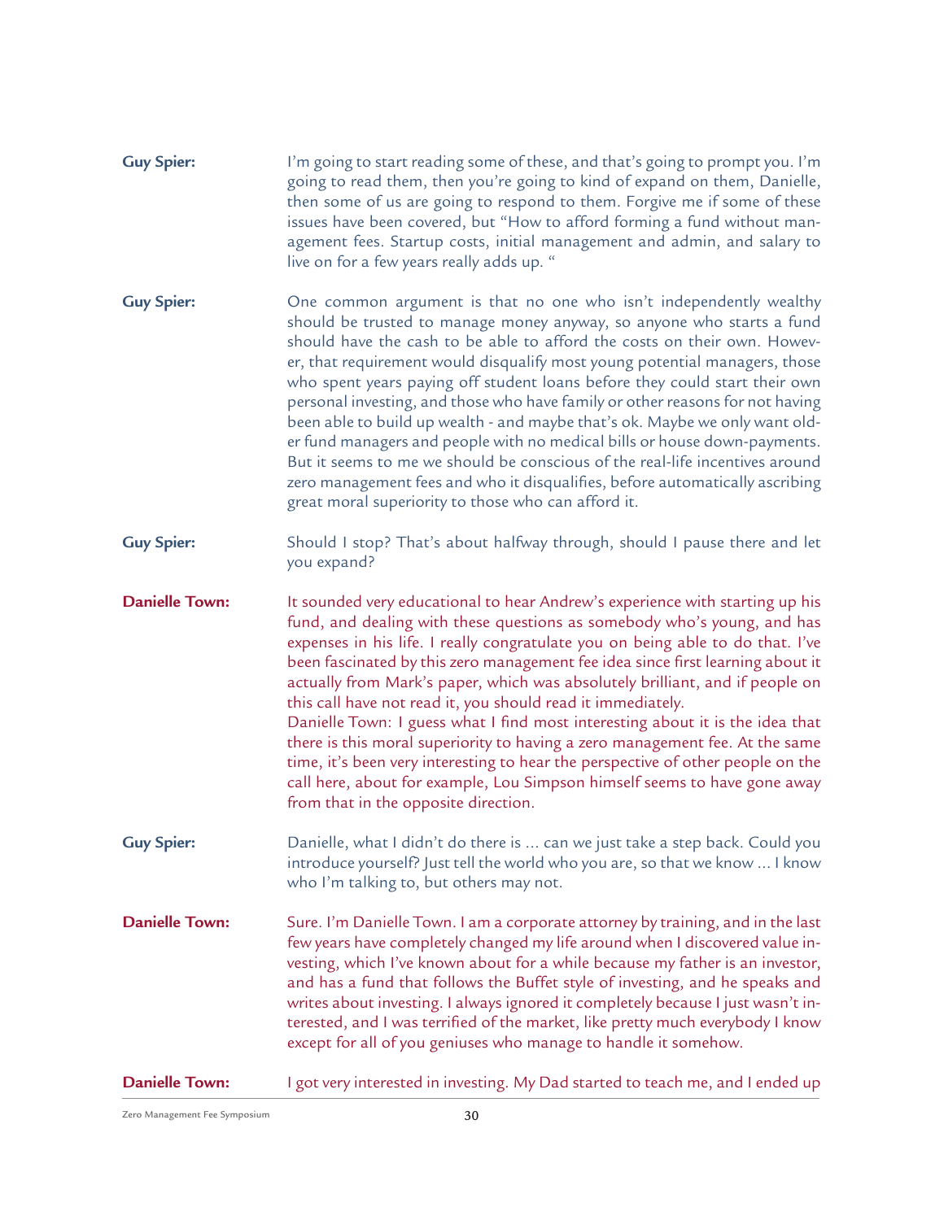**Guy Spier:** I'm going to start reading some of these, and that's going to prompt you. I'm going to read them, then you're going to kind of expand on them, Danielle, then some of us are going to respond to them. Forgive me if some of these issues have been covered, but "How to afford forming a fund without management fees. Startup costs, initial management and admin, and salary to live on for a few years really adds up. "

**Guy Spier:** One common argument is that no one who isn't independently wealthy should be trusted to manage money anyway, so anyone who starts a fund should have the cash to be able to afford the costs on their own. However, that requirement would disqualify most young potential managers, those who spent years paying off student loans before they could start their own personal investing, and those who have family or other reasons for not having been able to build up wealth - and maybe that's ok. Maybe we only want older fund managers and people with no medical bills or house down-payments. But it seems to me we should be conscious of the real-life incentives around zero management fees and who it disqualifies, before automatically ascribing great moral superiority to those who can afford it.

**Guy Spier:** Should I stop? That's about halfway through, should I pause there and let you expand?

**Danielle Town:** It sounded very educational to hear Andrew's experience with starting up his fund, and dealing with these questions as somebody who's young, and has expenses in his life. I really congratulate you on being able to do that. I've been fascinated by this zero management fee idea since first learning about it actually from Mark's paper, which was absolutely brilliant, and if people on this call have not read it, you should read it immediately.
Danielle Town: I guess what I find most interesting about it is the idea that there is this moral superiority to having a zero management fee. At the same time, it's been very interesting to hear the perspective of other people on the call here, about for example, Lou Simpson himself seems to have gone away from that in the opposite direction.

**Guy Spier:** Danielle, what I didn't do there is ... can we just take a step back. Could you introduce yourself? Just tell the world who you are, so that we know ... I know who I'm talking to, but others may not.

**Danielle Town:** Sure. I'm Danielle Town. I am a corporate attorney by training, and in the last few years have completely changed my life around when I discovered value investing, which I've known about for a while because my father is an investor, and has a fund that follows the Buffet style of investing, and he speaks and writes about investing. I always ignored it completely because I just wasn't interested, and I was terrified of the market, like pretty much everybody I know except for all of you geniuses who manage to handle it somehow.

**Danielle Town:** I got very interested in investing. My Dad started to teach me, and I ended up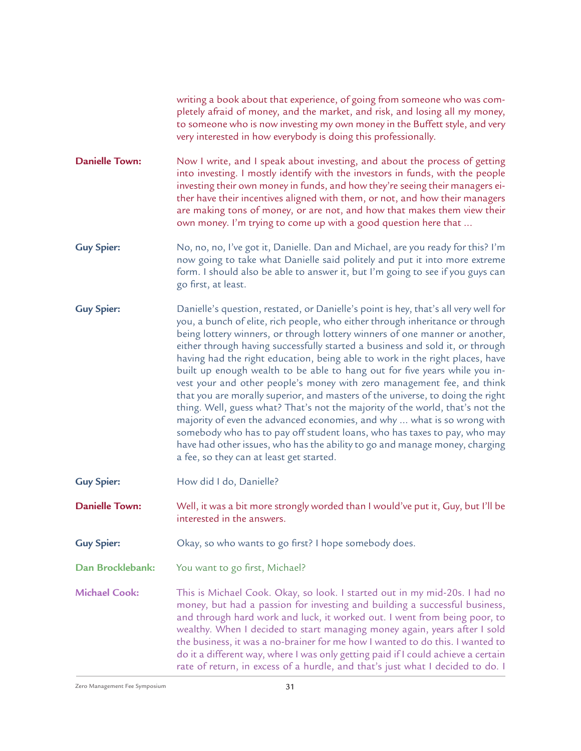writing a book about that experience, of going from someone who was completely afraid of money, and the market, and risk, and losing all my money, to someone who is now investing my own money in the Buffett style, and very very interested in how everybody is doing this professionally.

**Danielle Town:** Now I write, and I speak about investing, and about the process of getting into investing. I mostly identify with the investors in funds, with the people investing their own money in funds, and how they're seeing their managers either have their incentives aligned with them, or not, and how their managers are making tons of money, or are not, and how that makes them view their own money. I'm trying to come up with a good question here that ...

**Guy Spier:** No, no, no, I've got it, Danielle. Dan and Michael, are you ready for this? I'm now going to take what Danielle said politely and put it into more extreme form. I should also be able to answer it, but I'm going to see if you guys can go first, at least.

**Guy Spier:** Danielle's question, restated, or Danielle's point is hey, that's all very well for you, a bunch of elite, rich people, who either through inheritance or through being lottery winners, or through lottery winners of one manner or another, either through having successfully started a business and sold it, or through having had the right education, being able to work in the right places, have built up enough wealth to be able to hang out for five years while you invest your and other people's money with zero management fee, and think that you are morally superior, and masters of the universe, to doing the right thing. Well, guess what? That's not the majority of the world, that's not the majority of even the advanced economies, and why ... what is so wrong with somebody who has to pay off student loans, who has taxes to pay, who may have had other issues, who has the ability to go and manage money, charging a fee, so they can at least get started.

**Guy Spier:** How did I do, Danielle?

**Danielle Town:** Well, it was a bit more strongly worded than I would've put it, Guy, but I'll be interested in the answers.

**Guy Spier:** Okay, so who wants to go first? I hope somebody does.

**Dan Brocklebank:** You want to go first, Michael?

**Michael Cook:** This is Michael Cook. Okay, so look. I started out in my mid-20s. I had no money, but had a passion for investing and building a successful business, and through hard work and luck, it worked out. I went from being poor, to wealthy. When I decided to start managing money again, years after I sold the business, it was a no-brainer for me how I wanted to do this. I wanted to do it a different way, where I was only getting paid if I could achieve a certain rate of return, in excess of a hurdle, and that's just what I decided to do. I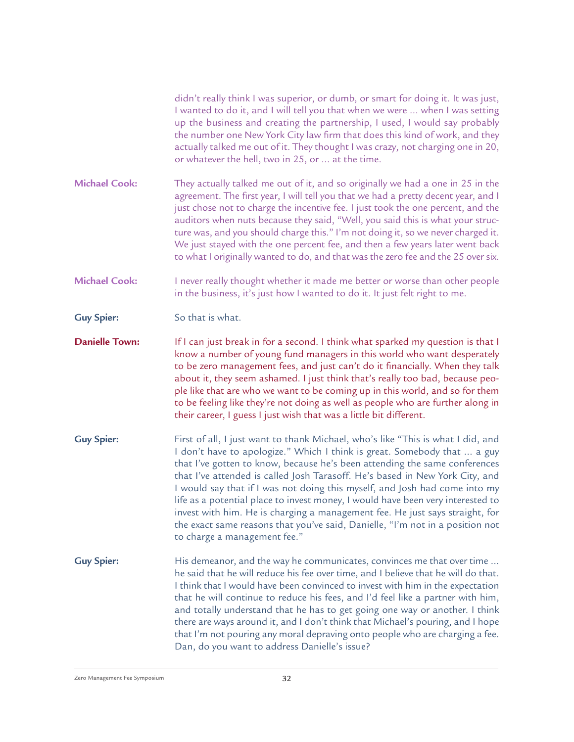didn't really think I was superior, or dumb, or smart for doing it. It was just, I wanted to do it, and I will tell you that when we were ... when I was setting up the business and creating the partnership, I used, I would say probably the number one New York City law firm that does this kind of work, and they actually talked me out of it. They thought I was crazy, not charging one in 20, or whatever the hell, two in 25, or ... at the time.

**Michael Cook:** They actually talked me out of it, and so originally we had a one in 25 in the agreement. The first year, I will tell you that we had a pretty decent year, and I just chose not to charge the incentive fee. I just took the one percent, and the auditors when nuts because they said, "Well, you said this is what your structure was, and you should charge this." I'm not doing it, so we never charged it. We just stayed with the one percent fee, and then a few years later went back to what I originally wanted to do, and that was the zero fee and the 25 over six.

**Michael Cook:** I never really thought whether it made me better or worse than other people in the business, it's just how I wanted to do it. It just felt right to me.

**Guy Spier:** So that is what.

**Danielle Town:** If I can just break in for a second. I think what sparked my question is that I know a number of young fund managers in this world who want desperately to be zero management fees, and just can't do it financially. When they talk about it, they seem ashamed. I just think that's really too bad, because people like that are who we want to be coming up in this world, and so for them to be feeling like they're not doing as well as people who are further along in their career, I guess I just wish that was a little bit different.

**Guy Spier:** First of all, I just want to thank Michael, who's like "This is what I did, and I don't have to apologize." Which I think is great. Somebody that ... a guy that I've gotten to know, because he's been attending the same conferences that I've attended is called Josh Tarasoff. He's based in New York City, and I would say that if I was not doing this myself, and Josh had come into my life as a potential place to invest money, I would have been very interested to invest with him. He is charging a management fee. He just says straight, for the exact same reasons that you've said, Danielle, "I'm not in a position not to charge a management fee."

**Guy Spier:** His demeanor, and the way he communicates, convinces me that over time ... he said that he will reduce his fee over time, and I believe that he will do that. I think that I would have been convinced to invest with him in the expectation that he will continue to reduce his fees, and I'd feel like a partner with him, and totally understand that he has to get going one way or another. I think there are ways around it, and I don't think that Michael's pouring, and I hope that I'm not pouring any moral depraving onto people who are charging a fee. Dan, do you want to address Danielle's issue?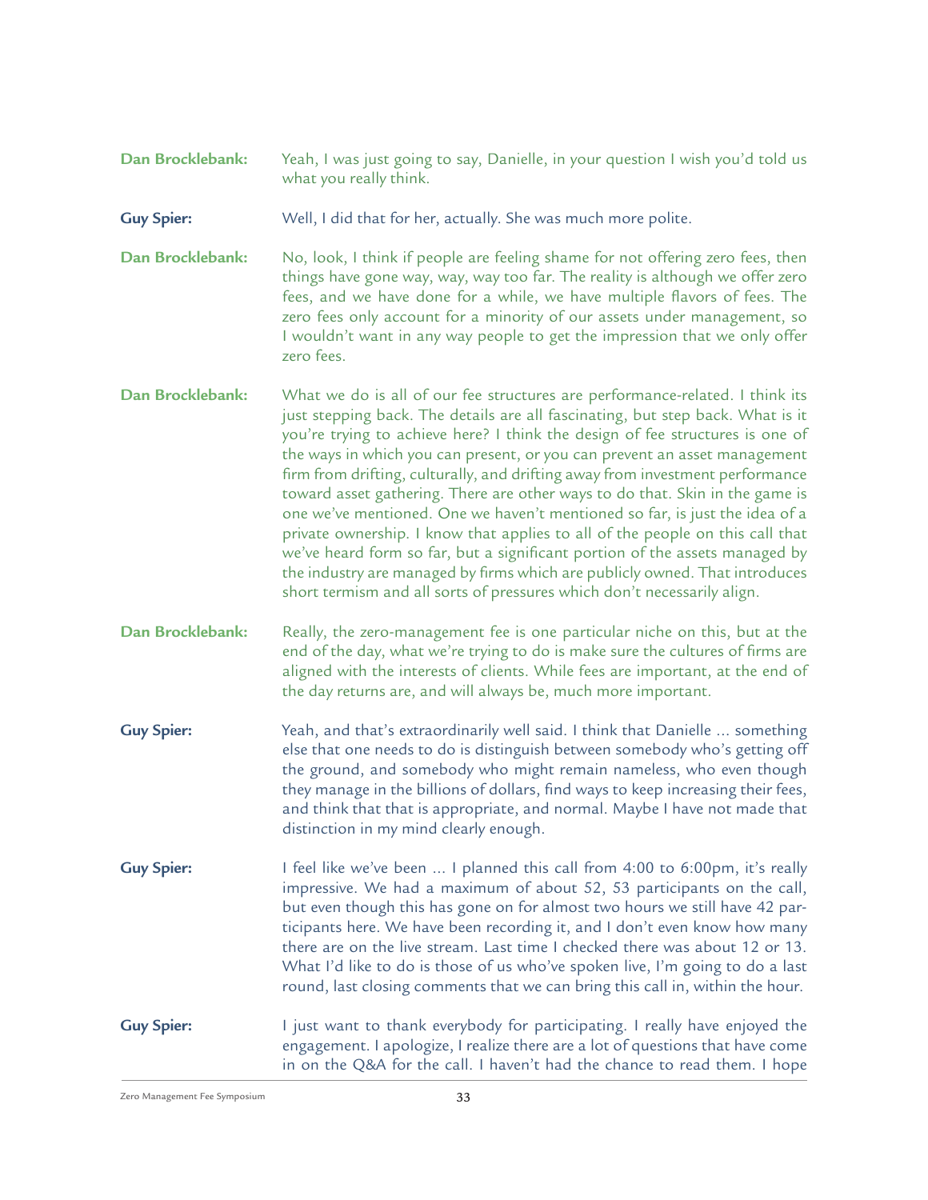**Dan Brocklebank:** Yeah, I was just going to say, Danielle, in your question I wish you'd told us what you really think.

**Guy Spier:** Well, I did that for her, actually. She was much more polite.

**Dan Brocklebank:** No, look, I think if people are feeling shame for not offering zero fees, then things have gone way, way, way too far. The reality is although we offer zero fees, and we have done for a while, we have multiple flavors of fees. The zero fees only account for a minority of our assets under management, so I wouldn't want in any way people to get the impression that we only offer zero fees.

**Dan Brocklebank:** What we do is all of our fee structures are performance-related. I think its just stepping back. The details are all fascinating, but step back. What is it you're trying to achieve here? I think the design of fee structures is one of the ways in which you can present, or you can prevent an asset management firm from drifting, culturally, and drifting away from investment performance toward asset gathering. There are other ways to do that. Skin in the game is one we've mentioned. One we haven't mentioned so far, is just the idea of a private ownership. I know that applies to all of the people on this call that we've heard form so far, but a significant portion of the assets managed by the industry are managed by firms which are publicly owned. That introduces short termism and all sorts of pressures which don't necessarily align.

**Dan Brocklebank:** Really, the zero-management fee is one particular niche on this, but at the end of the day, what we're trying to do is make sure the cultures of firms are aligned with the interests of clients. While fees are important, at the end of the day returns are, and will always be, much more important.

**Guy Spier:** Yeah, and that's extraordinarily well said. I think that Danielle ... something else that one needs to do is distinguish between somebody who's getting off the ground, and somebody who might remain nameless, who even though they manage in the billions of dollars, find ways to keep increasing their fees, and think that that is appropriate, and normal. Maybe I have not made that distinction in my mind clearly enough.

**Guy Spier:** I feel like we've been ... I planned this call from 4:00 to 6:00pm, it's really impressive. We had a maximum of about 52, 53 participants on the call, but even though this has gone on for almost two hours we still have 42 participants here. We have been recording it, and I don't even know how many there are on the live stream. Last time I checked there was about 12 or 13. What I'd like to do is those of us who've spoken live, I'm going to do a last round, last closing comments that we can bring this call in, within the hour.

**Guy Spier:** I just want to thank everybody for participating. I really have enjoyed the engagement. I apologize, I realize there are a lot of questions that have come in on the Q&A for the call. I haven't had the chance to read them. I hope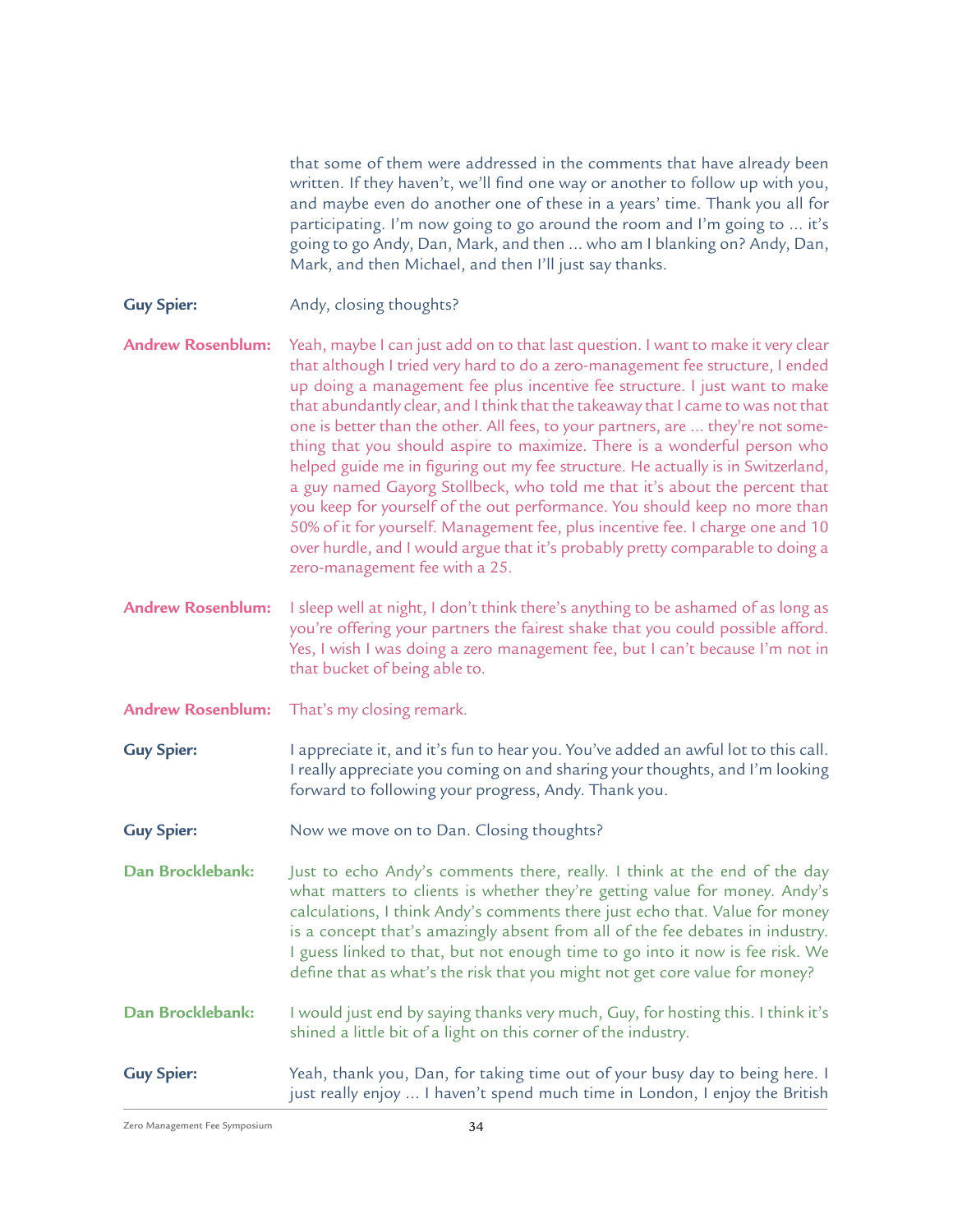that some of them were addressed in the comments that have already been written. If they haven't, we'll find one way or another to follow up with you, and maybe even do another one of these in a years' time. Thank you all for participating. I'm now going to go around the room and I'm going to ... it's going to go Andy, Dan, Mark, and then ... who am I blanking on? Andy, Dan, Mark, and then Michael, and then I'll just say thanks.

**Guy Spier:** Andy, closing thoughts?

**Andrew Rosenblum:** Yeah, maybe I can just add on to that last question. I want to make it very clear that although I tried very hard to do a zero-management fee structure, I ended up doing a management fee plus incentive fee structure. I just want to make that abundantly clear, and I think that the takeaway that I came to was not that one is better than the other. All fees, to your partners, are ... they're not something that you should aspire to maximize. There is a wonderful person who helped guide me in figuring out my fee structure. He actually is in Switzerland, a guy named Gayorg Stollbeck, who told me that it's about the percent that you keep for yourself of the out performance. You should keep no more than 50% of it for yourself. Management fee, plus incentive fee. I charge one and 10 over hurdle, and I would argue that it's probably pretty comparable to doing a zero-management fee with a 25.

**Andrew Rosenblum:** I sleep well at night, I don't think there's anything to be ashamed of as long as you're offering your partners the fairest shake that you could possible afford. Yes, I wish I was doing a zero management fee, but I can't because I'm not in that bucket of being able to.

**Andrew Rosenblum:** That's my closing remark.

**Guy Spier:** I appreciate it, and it's fun to hear you. You've added an awful lot to this call. I really appreciate you coming on and sharing your thoughts, and I'm looking forward to following your progress, Andy. Thank you.

**Guy Spier:** Now we move on to Dan. Closing thoughts?

**Dan Brocklebank:** Just to echo Andy's comments there, really. I think at the end of the day what matters to clients is whether they're getting value for money. Andy's calculations, I think Andy's comments there just echo that. Value for money is a concept that's amazingly absent from all of the fee debates in industry. I guess linked to that, but not enough time to go into it now is fee risk. We define that as what's the risk that you might not get core value for money?

**Dan Brocklebank:** I would just end by saying thanks very much, Guy, for hosting this. I think it's shined a little bit of a light on this corner of the industry.

**Guy Spier:** Yeah, thank you, Dan, for taking time out of your busy day to being here. I just really enjoy ... I haven't spend much time in London, I enjoy the British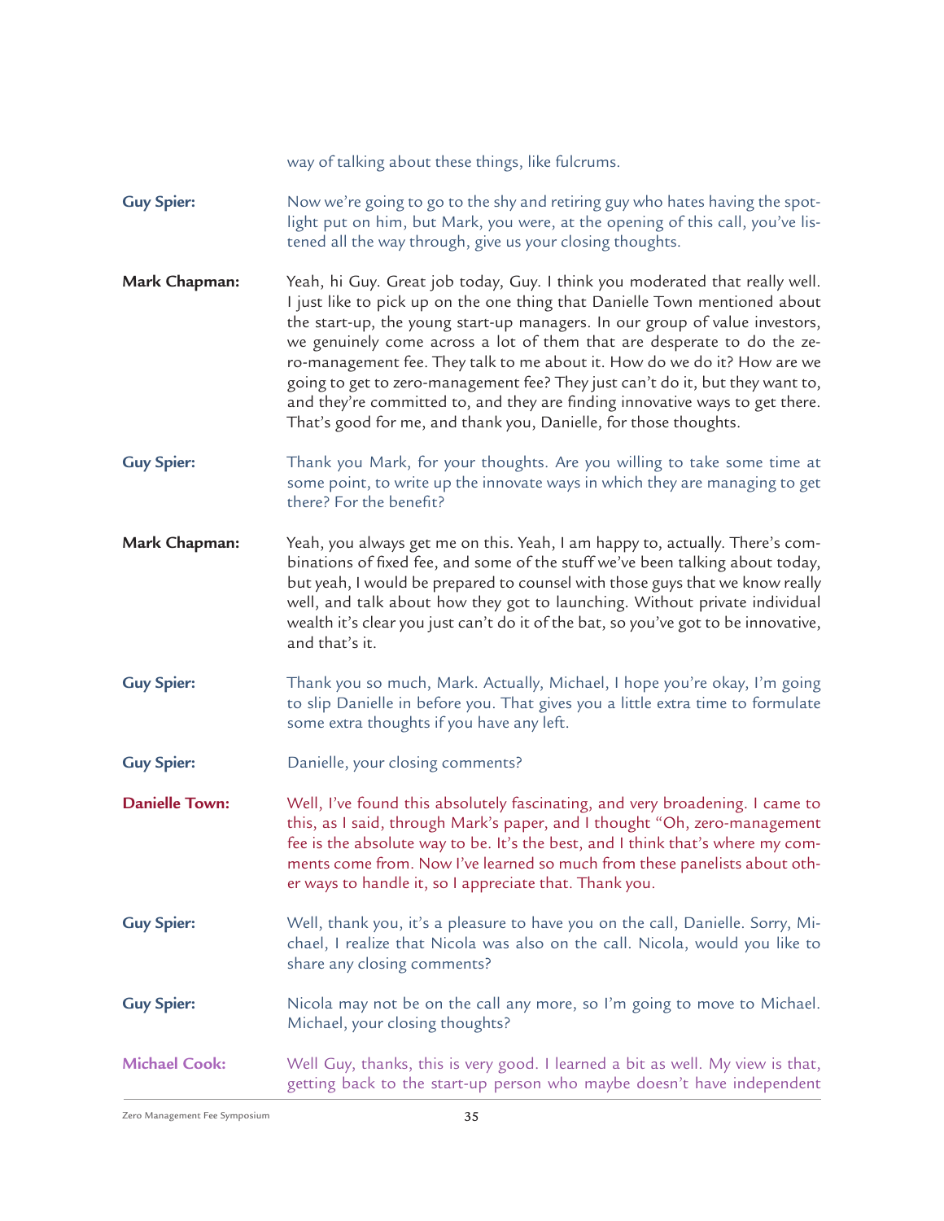way of talking about these things, like fulcrums.

**Guy Spier:** Now we're going to go to the shy and retiring guy who hates having the spotlight put on him, but Mark, you were, at the opening of this call, you've listened all the way through, give us your closing thoughts.

**Mark Chapman:** Yeah, hi Guy. Great job today, Guy. I think you moderated that really well. I just like to pick up on the one thing that Danielle Town mentioned about the start-up, the young start-up managers. In our group of value investors, we genuinely come across a lot of them that are desperate to do the zero-management fee. They talk to me about it. How do we do it? How are we going to get to zero-management fee? They just can't do it, but they want to, and they're committed to, and they are finding innovative ways to get there. That's good for me, and thank you, Danielle, for those thoughts.

**Guy Spier:** Thank you Mark, for your thoughts. Are you willing to take some time at some point, to write up the innovate ways in which they are managing to get there? For the benefit?

**Mark Chapman:** Yeah, you always get me on this. Yeah, I am happy to, actually. There's combinations of fixed fee, and some of the stuff we've been talking about today, but yeah, I would be prepared to counsel with those guys that we know really well, and talk about how they got to launching. Without private individual wealth it's clear you just can't do it of the bat, so you've got to be innovative, and that's it.

**Guy Spier:** Thank you so much, Mark. Actually, Michael, I hope you're okay, I'm going to slip Danielle in before you. That gives you a little extra time to formulate some extra thoughts if you have any left.

**Guy Spier:** Danielle, your closing comments?

**Danielle Town:** Well, I've found this absolutely fascinating, and very broadening. I came to this, as I said, through Mark's paper, and I thought "Oh, zero-management fee is the absolute way to be. It's the best, and I think that's where my comments come from. Now I've learned so much from these panelists about other ways to handle it, so I appreciate that. Thank you.

**Guy Spier:** Well, thank you, it's a pleasure to have you on the call, Danielle. Sorry, Michael, I realize that Nicola was also on the call. Nicola, would you like to share any closing comments?

**Guy Spier:** Nicola may not be on the call any more, so I'm going to move to Michael. Michael, your closing thoughts?

**Michael Cook:** Well Guy, thanks, this is very good. I learned a bit as well. My view is that, getting back to the start-up person who maybe doesn't have independent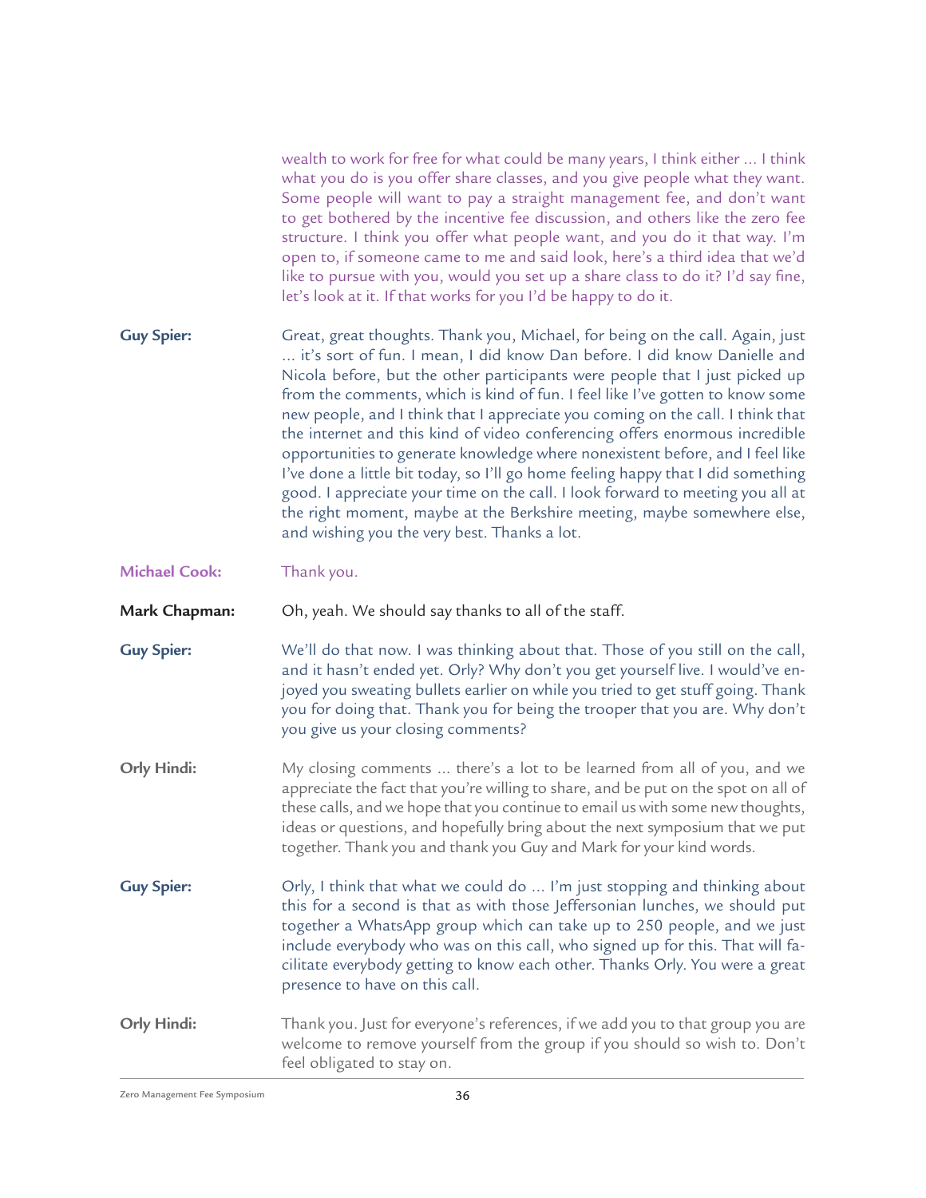wealth to work for free for what could be many years, I think either ... I think what you do is you offer share classes, and you give people what they want. Some people will want to pay a straight management fee, and don't want to get bothered by the incentive fee discussion, and others like the zero fee structure. I think you offer what people want, and you do it that way. I'm open to, if someone came to me and said look, here's a third idea that we'd like to pursue with you, would you set up a share class to do it? I'd say fine, let's look at it. If that works for you I'd be happy to do it.

**Guy Spier:** Great, great thoughts. Thank you, Michael, for being on the call. Again, just ... it's sort of fun. I mean, I did know Dan before. I did know Danielle and Nicola before, but the other participants were people that I just picked up from the comments, which is kind of fun. I feel like I've gotten to know some new people, and I think that I appreciate you coming on the call. I think that the internet and this kind of video conferencing offers enormous incredible opportunities to generate knowledge where nonexistent before, and I feel like I've done a little bit today, so I'll go home feeling happy that I did something good. I appreciate your time on the call. I look forward to meeting you all at the right moment, maybe at the Berkshire meeting, maybe somewhere else, and wishing you the very best. Thanks a lot.

**Michael Cook:** Thank you.

**Mark Chapman:** Oh, yeah. We should say thanks to all of the staff.

**Guy Spier:** We'll do that now. I was thinking about that. Those of you still on the call, and it hasn't ended yet. Orly? Why don't you get yourself live. I would've enjoyed you sweating bullets earlier on while you tried to get stuff going. Thank you for doing that. Thank you for being the trooper that you are. Why don't you give us your closing comments?

**Orly Hindi:** My closing comments ... there's a lot to be learned from all of you, and we appreciate the fact that you're willing to share, and be put on the spot on all of these calls, and we hope that you continue to email us with some new thoughts, ideas or questions, and hopefully bring about the next symposium that we put together. Thank you and thank you Guy and Mark for your kind words.

**Guy Spier:** Orly, I think that what we could do ... I'm just stopping and thinking about this for a second is that as with those Jeffersonian lunches, we should put together a WhatsApp group which can take up to 250 people, and we just include everybody who was on this call, who signed up for this. That will facilitate everybody getting to know each other. Thanks Orly. You were a great presence to have on this call.

**Orly Hindi:** Thank you. Just for everyone's references, if we add you to that group you are welcome to remove yourself from the group if you should so wish to. Don't feel obligated to stay on.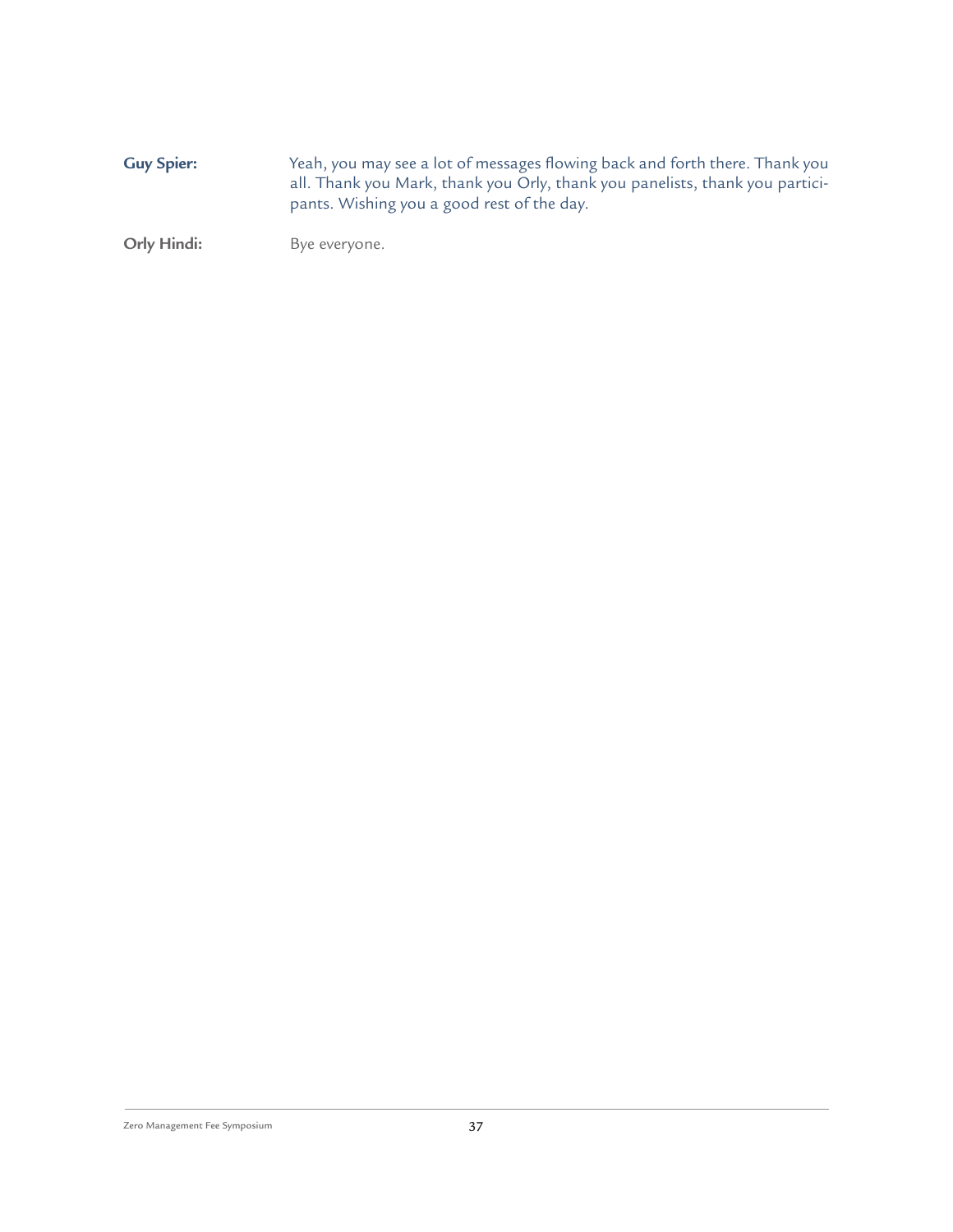**Guy Spier:** Yeah, you may see a lot of messages flowing back and forth there. Thank you all. Thank you Mark, thank you Orly, thank you panelists, thank you participants. Wishing you a good rest of the day.

**Orly Hindi:** Bye everyone.